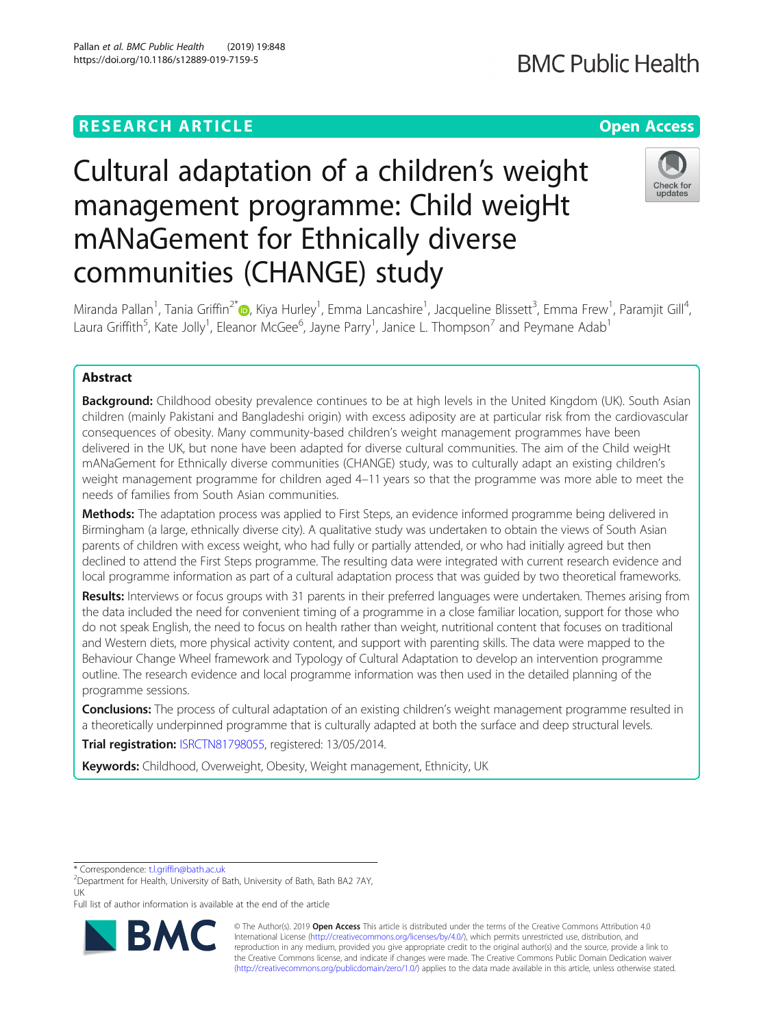RESEARCH ARTICLE

Open Access

# Cultural adaptation of a children's weight management programme: Child weigHt mANaGement for Ethnically diverse communities (CHANGE) study

Miranda Pallan[1], Tania Griffin[2*], Kiya Hurley[1], Emma Lancashire[1], Jacqueline Blissett[3], Emma Frew[1], Paramjit Gill[4], Laura Griffith[5], Kate Jolly[1], Eleanor McGee[6], Jayne Parry[1], Janice L. Thompson[7] and Peymane Adab[1]

## Abstract

**Background:** Childhood obesity prevalence continues to be at high levels in the United Kingdom (UK). South Asian children (mainly Pakistani and Bangladeshi origin) with excess adiposity are at particular risk from the cardiovascular consequences of obesity. Many community-based children's weight management programmes have been delivered in the UK, but none have been adapted for diverse cultural communities. The aim of the Child weigHt mANaGement for Ethnically diverse communities (CHANGE) study, was to culturally adapt an existing children's weight management programme for children aged 4–11 years so that the programme was more able to meet the needs of families from South Asian communities.

**Methods:** The adaptation process was applied to First Steps, an evidence informed programme being delivered in Birmingham (a large, ethnically diverse city). A qualitative study was undertaken to obtain the views of South Asian parents of children with excess weight, who had fully or partially attended, or who had initially agreed but then declined to attend the First Steps programme. The resulting data were integrated with current research evidence and local programme information as part of a cultural adaptation process that was guided by two theoretical frameworks.

**Results:** Interviews or focus groups with 31 parents in their preferred languages were undertaken. Themes arising from the data included the need for convenient timing of a programme in a close familiar location, support for those who do not speak English, the need to focus on health rather than weight, nutritional content that focuses on traditional and Western diets, more physical activity content, and support with parenting skills. The data were mapped to the Behaviour Change Wheel framework and Typology of Cultural Adaptation to develop an intervention programme outline. The research evidence and local programme information was then used in the detailed planning of the programme sessions.

**Conclusions:** The process of cultural adaptation of an existing children's weight management programme resulted in a theoretically underpinned programme that is culturally adapted at both the surface and deep structural levels.

**Trial registration:** ISRCTN81798055, registered: 13/05/2014.

**Keywords:** Childhood, Overweight, Obesity, Weight management, Ethnicity, UK

\* Correspondence: t.l.griffin@bath.ac.uk
[2]Department for Health, University of Bath, University of Bath, Bath BA2 7AY, UK
Full list of author information is available at the end of the article

© The Author(s). 2019 **Open Access** This article is distributed under the terms of the Creative Commons Attribution 4.0 International License (http://creativecommons.org/licenses/by/4.0/), which permits unrestricted use, distribution, and reproduction in any medium, provided you give appropriate credit to the original author(s) and the source, provide a link to the Creative Commons license, and indicate if changes were made. The Creative Commons Public Domain Dedication waiver (http://creativecommons.org/publicdomain/zero/1.0/) applies to the data made available in this article, unless otherwise stated.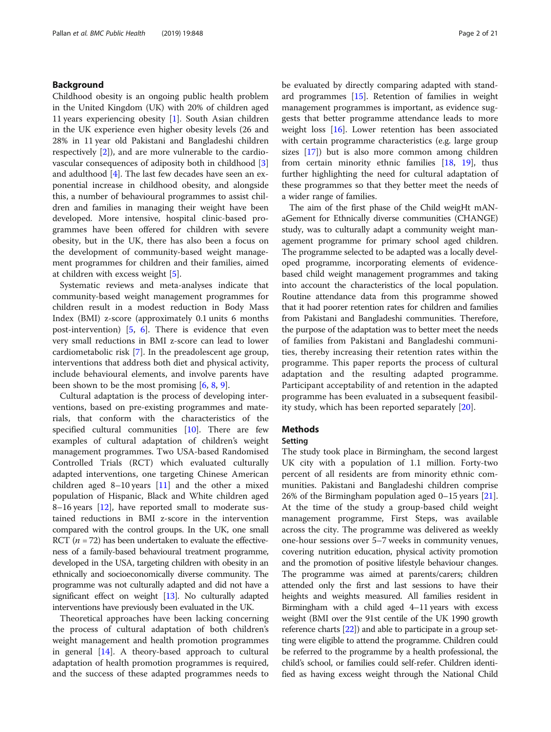## Background

Childhood obesity is an ongoing public health problem in the United Kingdom (UK) with 20% of children aged 11 years experiencing obesity [1]. South Asian children in the UK experience even higher obesity levels (26 and 28% in 11 year old Pakistani and Bangladeshi children respectively [2]), and are more vulnerable to the cardiovascular consequences of adiposity both in childhood [3] and adulthood [4]. The last few decades have seen an exponential increase in childhood obesity, and alongside this, a number of behavioural programmes to assist children and families in managing their weight have been developed. More intensive, hospital clinic-based programmes have been offered for children with severe obesity, but in the UK, there has also been a focus on the development of community-based weight management programmes for children and their families, aimed at children with excess weight [5].

Systematic reviews and meta-analyses indicate that community-based weight management programmes for children result in a modest reduction in Body Mass Index (BMI) z-score (approximately 0.1 units 6 months post-intervention) [5, 6]. There is evidence that even very small reductions in BMI z-score can lead to lower cardiometabolic risk [7]. In the preadolescent age group, interventions that address both diet and physical activity, include behavioural elements, and involve parents have been shown to be the most promising [6, 8, 9].

Cultural adaptation is the process of developing interventions, based on pre-existing programmes and materials, that conform with the characteristics of the specified cultural communities [10]. There are few examples of cultural adaptation of children's weight management programmes. Two USA-based Randomised Controlled Trials (RCT) which evaluated culturally adapted interventions, one targeting Chinese American children aged 8–10 years [11] and the other a mixed population of Hispanic, Black and White children aged 8–16 years [12], have reported small to moderate sustained reductions in BMI z-score in the intervention compared with the control groups. In the UK, one small RCT ($n = 72$) has been undertaken to evaluate the effectiveness of a family-based behavioural treatment programme, developed in the USA, targeting children with obesity in an ethnically and socioeconomically diverse community. The programme was not culturally adapted and did not have a significant effect on weight [13]. No culturally adapted interventions have previously been evaluated in the UK.

Theoretical approaches have been lacking concerning the process of cultural adaptation of both children's weight management and health promotion programmes in general [14]. A theory-based approach to cultural adaptation of health promotion programmes is required, and the success of these adapted programmes needs to be evaluated by directly comparing adapted with standard programmes [15]. Retention of families in weight management programmes is important, as evidence suggests that better programme attendance leads to more weight loss [16]. Lower retention has been associated with certain programme characteristics (e.g. large group sizes [17]) but is also more common among children from certain minority ethnic families [18, 19], thus further highlighting the need for cultural adaptation of these programmes so that they better meet the needs of a wider range of families.

The aim of the first phase of the Child weigHt mANaGement for Ethnically diverse communities (CHANGE) study, was to culturally adapt a community weight management programme for primary school aged children. The programme selected to be adapted was a locally developed programme, incorporating elements of evidence-based child weight management programmes and taking into account the characteristics of the local population. Routine attendance data from this programme showed that it had poorer retention rates for children and families from Pakistani and Bangladeshi communities. Therefore, the purpose of the adaptation was to better meet the needs of families from Pakistani and Bangladeshi communities, thereby increasing their retention rates within the programme. This paper reports the process of cultural adaptation and the resulting adapted programme. Participant acceptability of and retention in the adapted programme has been evaluated in a subsequent feasibility study, which has been reported separately [20].

## Methods

### Setting

The study took place in Birmingham, the second largest UK city with a population of 1.1 million. Forty-two percent of all residents are from minority ethnic communities. Pakistani and Bangladeshi children comprise 26% of the Birmingham population aged 0–15 years [21]. At the time of the study a group-based child weight management programme, First Steps, was available across the city. The programme was delivered as weekly one-hour sessions over 5–7 weeks in community venues, covering nutrition education, physical activity promotion and the promotion of positive lifestyle behaviour changes. The programme was aimed at parents/carers; children attended only the first and last sessions to have their heights and weights measured. All families resident in Birmingham with a child aged 4–11 years with excess weight (BMI over the 91st centile of the UK 1990 growth reference charts [22]) and able to participate in a group setting were eligible to attend the programme. Children could be referred to the programme by a health professional, the child's school, or families could self-refer. Children identified as having excess weight through the National Child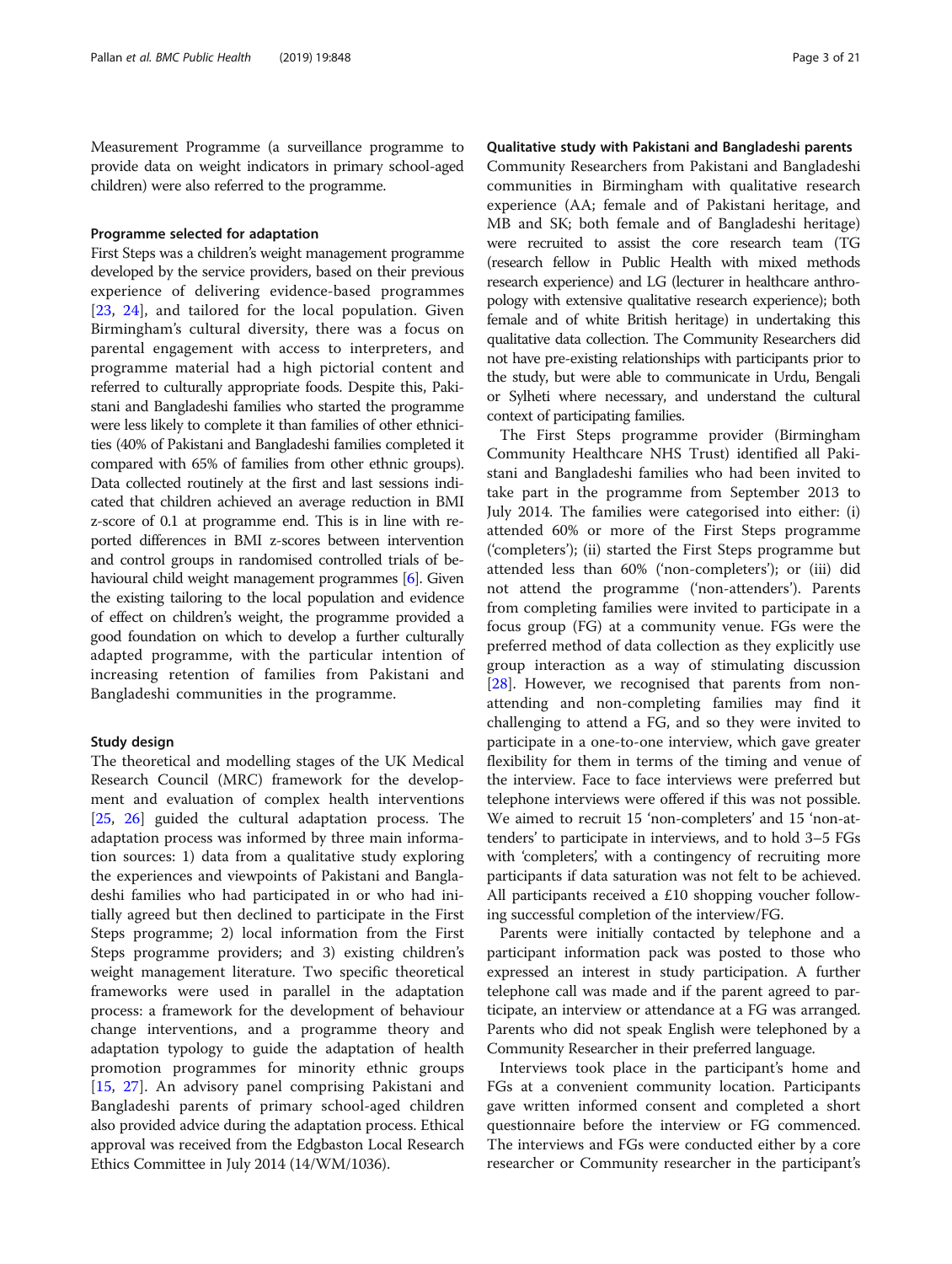Measurement Programme (a surveillance programme to provide data on weight indicators in primary school-aged children) were also referred to the programme.

### Programme selected for adaptation

First Steps was a children's weight management programme developed by the service providers, based on their previous experience of delivering evidence-based programmes [23, 24], and tailored for the local population. Given Birmingham's cultural diversity, there was a focus on parental engagement with access to interpreters, and programme material had a high pictorial content and referred to culturally appropriate foods. Despite this, Pakistani and Bangladeshi families who started the programme were less likely to complete it than families of other ethnicities (40% of Pakistani and Bangladeshi families completed it compared with 65% of families from other ethnic groups). Data collected routinely at the first and last sessions indicated that children achieved an average reduction in BMI z-score of 0.1 at programme end. This is in line with reported differences in BMI z-scores between intervention and control groups in randomised controlled trials of behavioural child weight management programmes [6]. Given the existing tailoring to the local population and evidence of effect on children's weight, the programme provided a good foundation on which to develop a further culturally adapted programme, with the particular intention of increasing retention of families from Pakistani and Bangladeshi communities in the programme.

### Study design

The theoretical and modelling stages of the UK Medical Research Council (MRC) framework for the development and evaluation of complex health interventions [25, 26] guided the cultural adaptation process. The adaptation process was informed by three main information sources: 1) data from a qualitative study exploring the experiences and viewpoints of Pakistani and Bangladeshi families who had participated in or who had initially agreed but then declined to participate in the First Steps programme; 2) local information from the First Steps programme providers; and 3) existing children's weight management literature. Two specific theoretical frameworks were used in parallel in the adaptation process: a framework for the development of behaviour change interventions, and a programme theory and adaptation typology to guide the adaptation of health promotion programmes for minority ethnic groups [15, 27]. An advisory panel comprising Pakistani and Bangladeshi parents of primary school-aged children also provided advice during the adaptation process. Ethical approval was received from the Edgbaston Local Research Ethics Committee in July 2014 (14/WM/1036).

### Qualitative study with Pakistani and Bangladeshi parents

Community Researchers from Pakistani and Bangladeshi communities in Birmingham with qualitative research experience (AA; female and of Pakistani heritage, and MB and SK; both female and of Bangladeshi heritage) were recruited to assist the core research team (TG (research fellow in Public Health with mixed methods research experience) and LG (lecturer in healthcare anthropology with extensive qualitative research experience); both female and of white British heritage) in undertaking this qualitative data collection. The Community Researchers did not have pre-existing relationships with participants prior to the study, but were able to communicate in Urdu, Bengali or Sylheti where necessary, and understand the cultural context of participating families.

The First Steps programme provider (Birmingham Community Healthcare NHS Trust) identified all Pakistani and Bangladeshi families who had been invited to take part in the programme from September 2013 to July 2014. The families were categorised into either: (i) attended 60% or more of the First Steps programme ('completers'); (ii) started the First Steps programme but attended less than 60% ('non-completers'); or (iii) did not attend the programme ('non-attenders'). Parents from completing families were invited to participate in a focus group (FG) at a community venue. FGs were the preferred method of data collection as they explicitly use group interaction as a way of stimulating discussion [28]. However, we recognised that parents from non-attending and non-completing families may find it challenging to attend a FG, and so they were invited to participate in a one-to-one interview, which gave greater flexibility for them in terms of the timing and venue of the interview. Face to face interviews were preferred but telephone interviews were offered if this was not possible. We aimed to recruit 15 'non-completers' and 15 'non-attenders' to participate in interviews, and to hold 3–5 FGs with 'completers', with a contingency of recruiting more participants if data saturation was not felt to be achieved. All participants received a £10 shopping voucher following successful completion of the interview/FG.

Parents were initially contacted by telephone and a participant information pack was posted to those who expressed an interest in study participation. A further telephone call was made and if the parent agreed to participate, an interview or attendance at a FG was arranged. Parents who did not speak English were telephoned by a Community Researcher in their preferred language.

Interviews took place in the participant's home and FGs at a convenient community location. Participants gave written informed consent and completed a short questionnaire before the interview or FG commenced. The interviews and FGs were conducted either by a core researcher or Community researcher in the participant's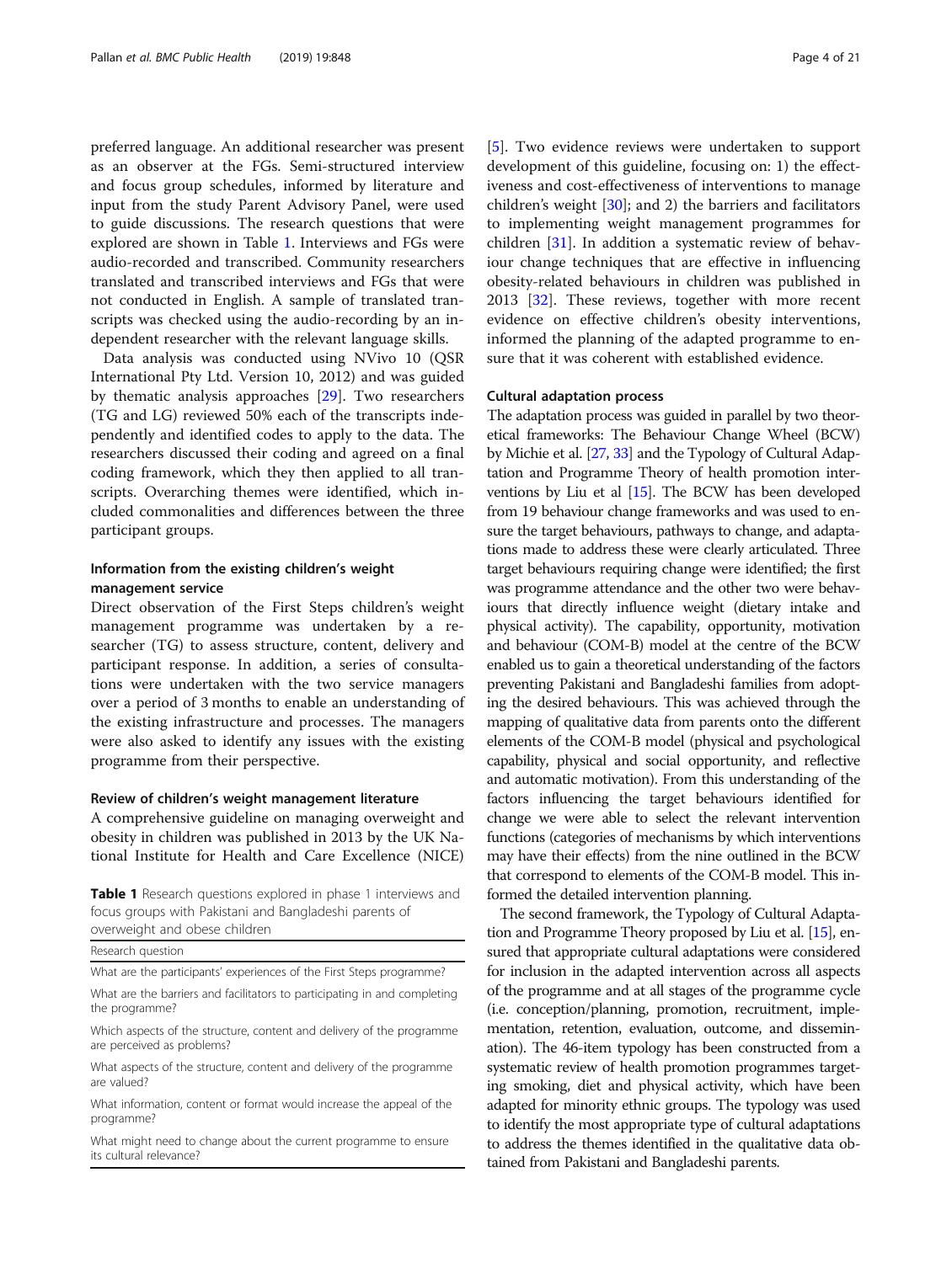preferred language. An additional researcher was present as an observer at the FGs. Semi-structured interview and focus group schedules, informed by literature and input from the study Parent Advisory Panel, were used to guide discussions. The research questions that were explored are shown in Table 1. Interviews and FGs were audio-recorded and transcribed. Community researchers translated and transcribed interviews and FGs that were not conducted in English. A sample of translated transcripts was checked using the audio-recording by an independent researcher with the relevant language skills.

Data analysis was conducted using NVivo 10 (QSR International Pty Ltd. Version 10, 2012) and was guided by thematic analysis approaches [29]. Two researchers (TG and LG) reviewed 50% each of the transcripts independently and identified codes to apply to the data. The researchers discussed their coding and agreed on a final coding framework, which they then applied to all transcripts. Overarching themes were identified, which included commonalities and differences between the three participant groups.

### Information from the existing children's weight management service

Direct observation of the First Steps children's weight management programme was undertaken by a researcher (TG) to assess structure, content, delivery and participant response. In addition, a series of consultations were undertaken with the two service managers over a period of 3 months to enable an understanding of the existing infrastructure and processes. The managers were also asked to identify any issues with the existing programme from their perspective.

### Review of children's weight management literature

A comprehensive guideline on managing overweight and obesity in children was published in 2013 by the UK National Institute for Health and Care Excellence (NICE)

**Table 1** Research questions explored in phase 1 interviews and focus groups with Pakistani and Bangladeshi parents of overweight and obese children

| Research question |
| --- |
| What are the participants' experiences of the First Steps programme? |
| What are the barriers and facilitators to participating in and completing the programme? |
| Which aspects of the structure, content and delivery of the programme are perceived as problems? |
| What aspects of the structure, content and delivery of the programme are valued? |
| What information, content or format would increase the appeal of the programme? |
| What might need to change about the current programme to ensure its cultural relevance? |

[5]. Two evidence reviews were undertaken to support development of this guideline, focusing on: 1) the effectiveness and cost-effectiveness of interventions to manage children's weight [30]; and 2) the barriers and facilitators to implementing weight management programmes for children [31]. In addition a systematic review of behaviour change techniques that are effective in influencing obesity-related behaviours in children was published in 2013 [32]. These reviews, together with more recent evidence on effective children's obesity interventions, informed the planning of the adapted programme to ensure that it was coherent with established evidence.

### Cultural adaptation process

The adaptation process was guided in parallel by two theoretical frameworks: The Behaviour Change Wheel (BCW) by Michie et al. [27, 33] and the Typology of Cultural Adaptation and Programme Theory of health promotion interventions by Liu et al [15]. The BCW has been developed from 19 behaviour change frameworks and was used to ensure the target behaviours, pathways to change, and adaptations made to address these were clearly articulated. Three target behaviours requiring change were identified; the first was programme attendance and the other two were behaviours that directly influence weight (dietary intake and physical activity). The capability, opportunity, motivation and behaviour (COM-B) model at the centre of the BCW enabled us to gain a theoretical understanding of the factors preventing Pakistani and Bangladeshi families from adopting the desired behaviours. This was achieved through the mapping of qualitative data from parents onto the different elements of the COM-B model (physical and psychological capability, physical and social opportunity, and reflective and automatic motivation). From this understanding of the factors influencing the target behaviours identified for change we were able to select the relevant intervention functions (categories of mechanisms by which interventions may have their effects) from the nine outlined in the BCW that correspond to elements of the COM-B model. This informed the detailed intervention planning.

The second framework, the Typology of Cultural Adaptation and Programme Theory proposed by Liu et al. [15], ensured that appropriate cultural adaptations were considered for inclusion in the adapted intervention across all aspects of the programme and at all stages of the programme cycle (i.e. conception/planning, promotion, recruitment, implementation, retention, evaluation, outcome, and dissemination). The 46-item typology has been constructed from a systematic review of health promotion programmes targeting smoking, diet and physical activity, which have been adapted for minority ethnic groups. The typology was used to identify the most appropriate type of cultural adaptations to address the themes identified in the qualitative data obtained from Pakistani and Bangladeshi parents.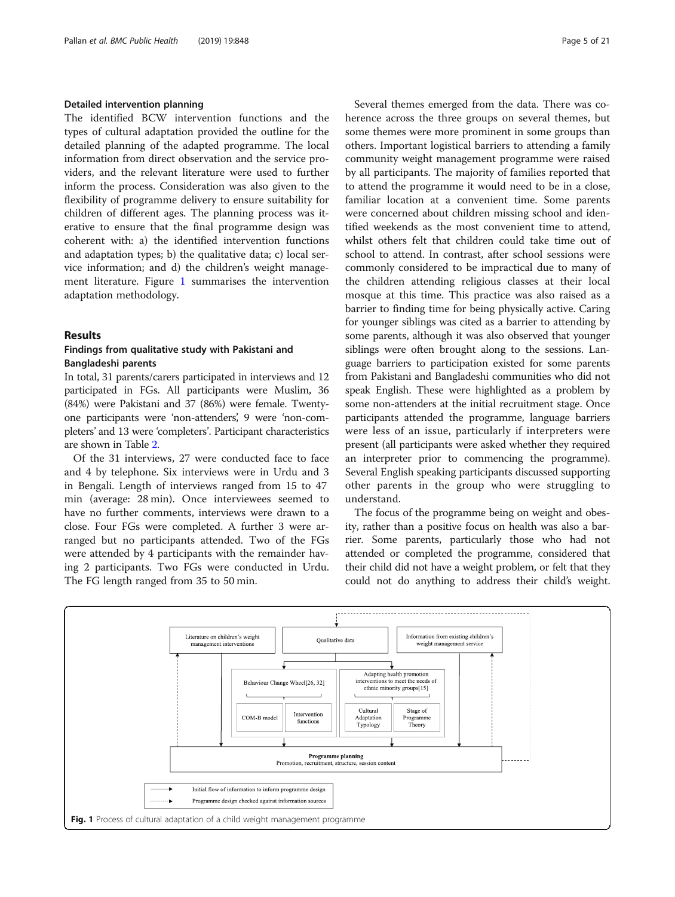### Detailed intervention planning

The identified BCW intervention functions and the types of cultural adaptation provided the outline for the detailed planning of the adapted programme. The local information from direct observation and the service providers, and the relevant literature were used to further inform the process. Consideration was also given to the flexibility of programme delivery to ensure suitability for children of different ages. The planning process was iterative to ensure that the final programme design was coherent with: a) the identified intervention functions and adaptation types; b) the qualitative data; c) local service information; and d) the children's weight management literature. Figure 1 summarises the intervention adaptation methodology.

## Results

### Findings from qualitative study with Pakistani and Bangladeshi parents

In total, 31 parents/carers participated in interviews and 12 participated in FGs. All participants were Muslim, 36 (84%) were Pakistani and 37 (86%) were female. Twenty-one participants were 'non-attenders', 9 were 'non-completers' and 13 were 'completers'. Participant characteristics are shown in Table 2.

Of the 31 interviews, 27 were conducted face to face and 4 by telephone. Six interviews were in Urdu and 3 in Bengali. Length of interviews ranged from 15 to 47 min (average: 28 min). Once interviewees seemed to have no further comments, interviews were drawn to a close. Four FGs were completed. A further 3 were arranged but no participants attended. Two of the FGs were attended by 4 participants with the remainder having 2 participants. Two FGs were conducted in Urdu. The FG length ranged from 35 to 50 min.

Several themes emerged from the data. There was coherence across the three groups on several themes, but some themes were more prominent in some groups than others. Important logistical barriers to attending a family community weight management programme were raised by all participants. The majority of families reported that to attend the programme it would need to be in a close, familiar location at a convenient time. Some parents were concerned about children missing school and identified weekends as the most convenient time to attend, whilst others felt that children could take time out of school to attend. In contrast, after school sessions were commonly considered to be impractical due to many of the children attending religious classes at their local mosque at this time. This practice was also raised as a barrier to finding time for being physically active. Caring for younger siblings was cited as a barrier to attending by some parents, although it was also observed that younger siblings were often brought along to the sessions. Language barriers to participation existed for some parents from Pakistani and Bangladeshi communities who did not speak English. These were highlighted as a problem by some non-attenders at the initial recruitment stage. Once participants attended the programme, language barriers were less of an issue, particularly if interpreters were present (all participants were asked whether they required an interpreter prior to commencing the programme). Several English speaking participants discussed supporting other parents in the group who were struggling to understand.

The focus of the programme being on weight and obesity, rather than a positive focus on health was also a barrier. Some parents, particularly those who had not attended or completed the programme, considered that their child did not have a weight problem, or felt that they could not do anything to address their child's weight.

Literature on children's weight management interventions | Qualitative data | Information from existing children's weight management service

Behaviour Change Wheel[26, 32]: COM-B model; Intervention functions

Adapting health promotion interventions to meet the needs of ethnic minority groups[15]: Cultural Adaptation Typology; Stage of Programme Theory

Programme planning — Promotion, recruitment, structure, session content

Initial flow of information to inform programme design (solid arrow)
Programme design checked against information sources (dashed arrow)

**Fig. 1** Process of cultural adaptation of a child weight management programme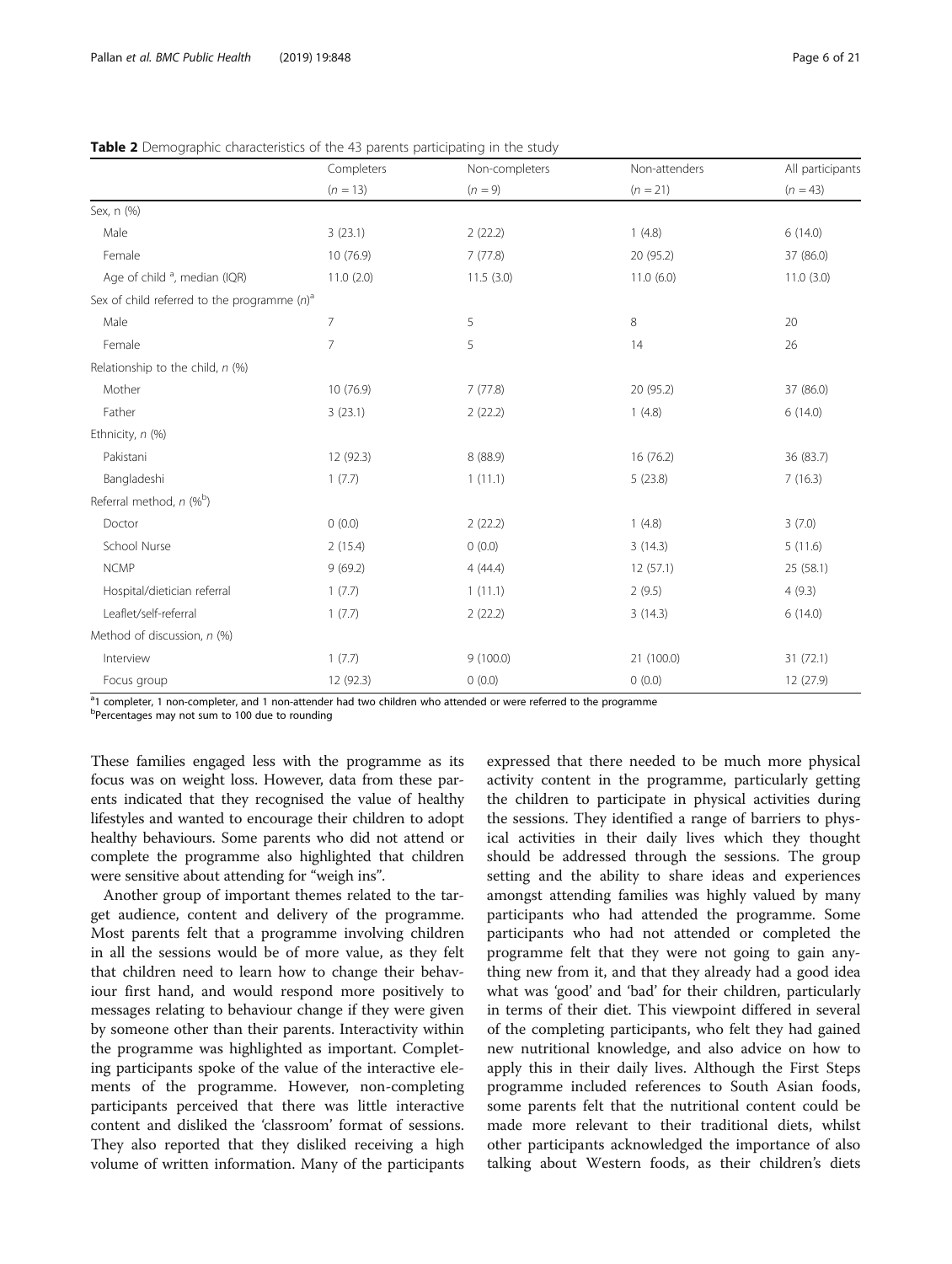**Table 2** Demographic characteristics of the 43 parents participating in the study

| | Completers | Non-completers | Non-attenders | All participants |
|---|---|---|---|---|
| | (*n* = 13) | (*n* = 9) | (*n* = 21) | (*n* = 43) |
| Sex, n (%) | | | | |
| Male | 3 (23.1) | 2 (22.2) | 1 (4.8) | 6 (14.0) |
| Female | 10 (76.9) | 7 (77.8) | 20 (95.2) | 37 (86.0) |
| Age of child [a], median (IQR) | 11.0 (2.0) | 11.5 (3.0) | 11.0 (6.0) | 11.0 (3.0) |
| Sex of child referred to the programme (*n*)[a] | | | | |
| Male | 7 | 5 | 8 | 20 |
| Female | 7 | 5 | 14 | 26 |
| Relationship to the child, *n* (%) | | | | |
| Mother | 10 (76.9) | 7 (77.8) | 20 (95.2) | 37 (86.0) |
| Father | 3 (23.1) | 2 (22.2) | 1 (4.8) | 6 (14.0) |
| Ethnicity, *n* (%) | | | | |
| Pakistani | 12 (92.3) | 8 (88.9) | 16 (76.2) | 36 (83.7) |
| Bangladeshi | 1 (7.7) | 1 (11.1) | 5 (23.8) | 7 (16.3) |
| Referral method, *n* (%[b]) | | | | |
| Doctor | 0 (0.0) | 2 (22.2) | 1 (4.8) | 3 (7.0) |
| School Nurse | 2 (15.4) | 0 (0.0) | 3 (14.3) | 5 (11.6) |
| NCMP | 9 (69.2) | 4 (44.4) | 12 (57.1) | 25 (58.1) |
| Hospital/dietician referral | 1 (7.7) | 1 (11.1) | 2 (9.5) | 4 (9.3) |
| Leaflet/self-referral | 1 (7.7) | 2 (22.2) | 3 (14.3) | 6 (14.0) |
| Method of discussion, *n* (%) | | | | |
| Interview | 1 (7.7) | 9 (100.0) | 21 (100.0) | 31 (72.1) |
| Focus group | 12 (92.3) | 0 (0.0) | 0 (0.0) | 12 (27.9) |

[a]1 completer, 1 non-completer, and 1 non-attender had two children who attended or were referred to the programme
[b]Percentages may not sum to 100 due to rounding

These families engaged less with the programme as its focus was on weight loss. However, data from these parents indicated that they recognised the value of healthy lifestyles and wanted to encourage their children to adopt healthy behaviours. Some parents who did not attend or complete the programme also highlighted that children were sensitive about attending for "weigh ins".

Another group of important themes related to the target audience, content and delivery of the programme. Most parents felt that a programme involving children in all the sessions would be of more value, as they felt that children need to learn how to change their behaviour first hand, and would respond more positively to messages relating to behaviour change if they were given by someone other than their parents. Interactivity within the programme was highlighted as important. Completing participants spoke of the value of the interactive elements of the programme. However, non-completing participants perceived that there was little interactive content and disliked the 'classroom' format of sessions. They also reported that they disliked receiving a high volume of written information. Many of the participants expressed that there needed to be much more physical activity content in the programme, particularly getting the children to participate in physical activities during the sessions. They identified a range of barriers to physical activities in their daily lives which they thought should be addressed through the sessions. The group setting and the ability to share ideas and experiences amongst attending families was highly valued by many participants who had attended the programme. Some participants who had not attended or completed the programme felt that they were not going to gain anything new from it, and that they already had a good idea what was 'good' and 'bad' for their children, particularly in terms of their diet. This viewpoint differed in several of the completing participants, who felt they had gained new nutritional knowledge, and also advice on how to apply this in their daily lives. Although the First Steps programme included references to South Asian foods, some parents felt that the nutritional content could be made more relevant to their traditional diets, whilst other participants acknowledged the importance of also talking about Western foods, as their children's diets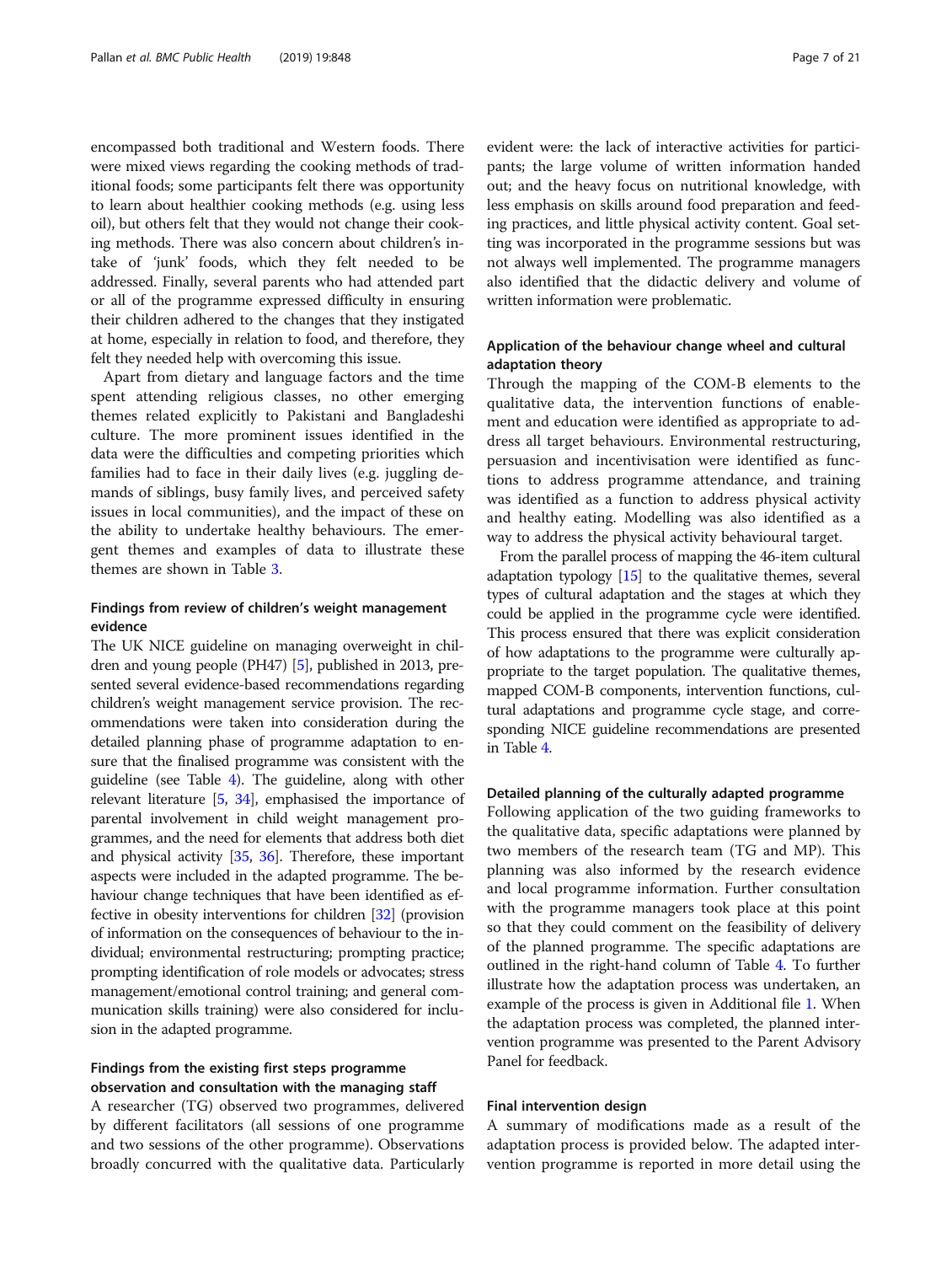encompassed both traditional and Western foods. There were mixed views regarding the cooking methods of traditional foods; some participants felt there was opportunity to learn about healthier cooking methods (e.g. using less oil), but others felt that they would not change their cooking methods. There was also concern about children's intake of 'junk' foods, which they felt needed to be addressed. Finally, several parents who had attended part or all of the programme expressed difficulty in ensuring their children adhered to the changes that they instigated at home, especially in relation to food, and therefore, they felt they needed help with overcoming this issue.

Apart from dietary and language factors and the time spent attending religious classes, no other emerging themes related explicitly to Pakistani and Bangladeshi culture. The more prominent issues identified in the data were the difficulties and competing priorities which families had to face in their daily lives (e.g. juggling demands of siblings, busy family lives, and perceived safety issues in local communities), and the impact of these on the ability to undertake healthy behaviours. The emergent themes and examples of data to illustrate these themes are shown in Table 3.

### Findings from review of children's weight management evidence

The UK NICE guideline on managing overweight in children and young people (PH47) [5], published in 2013, presented several evidence-based recommendations regarding children's weight management service provision. The recommendations were taken into consideration during the detailed planning phase of programme adaptation to ensure that the finalised programme was consistent with the guideline (see Table 4). The guideline, along with other relevant literature [5, 34], emphasised the importance of parental involvement in child weight management programmes, and the need for elements that address both diet and physical activity [35, 36]. Therefore, these important aspects were included in the adapted programme. The behaviour change techniques that have been identified as effective in obesity interventions for children [32] (provision of information on the consequences of behaviour to the individual; environmental restructuring; prompting practice; prompting identification of role models or advocates; stress management/emotional control training; and general communication skills training) were also considered for inclusion in the adapted programme.

### Findings from the existing first steps programme observation and consultation with the managing staff

A researcher (TG) observed two programmes, delivered by different facilitators (all sessions of one programme and two sessions of the other programme). Observations broadly concurred with the qualitative data. Particularly evident were: the lack of interactive activities for participants; the large volume of written information handed out; and the heavy focus on nutritional knowledge, with less emphasis on skills around food preparation and feeding practices, and little physical activity content. Goal setting was incorporated in the programme sessions but was not always well implemented. The programme managers also identified that the didactic delivery and volume of written information were problematic.

### Application of the behaviour change wheel and cultural adaptation theory

Through the mapping of the COM-B elements to the qualitative data, the intervention functions of enablement and education were identified as appropriate to address all target behaviours. Environmental restructuring, persuasion and incentivisation were identified as functions to address programme attendance, and training was identified as a function to address physical activity and healthy eating. Modelling was also identified as a way to address the physical activity behavioural target.

From the parallel process of mapping the 46-item cultural adaptation typology [15] to the qualitative themes, several types of cultural adaptation and the stages at which they could be applied in the programme cycle were identified. This process ensured that there was explicit consideration of how adaptations to the programme were culturally appropriate to the target population. The qualitative themes, mapped COM-B components, intervention functions, cultural adaptations and programme cycle stage, and corresponding NICE guideline recommendations are presented in Table 4.

### Detailed planning of the culturally adapted programme

Following application of the two guiding frameworks to the qualitative data, specific adaptations were planned by two members of the research team (TG and MP). This planning was also informed by the research evidence and local programme information. Further consultation with the programme managers took place at this point so that they could comment on the feasibility of delivery of the planned programme. The specific adaptations are outlined in the right-hand column of Table 4. To further illustrate how the adaptation process was undertaken, an example of the process is given in Additional file 1. When the adaptation process was completed, the planned intervention programme was presented to the Parent Advisory Panel for feedback.

### Final intervention design

A summary of modifications made as a result of the adaptation process is provided below. The adapted intervention programme is reported in more detail using the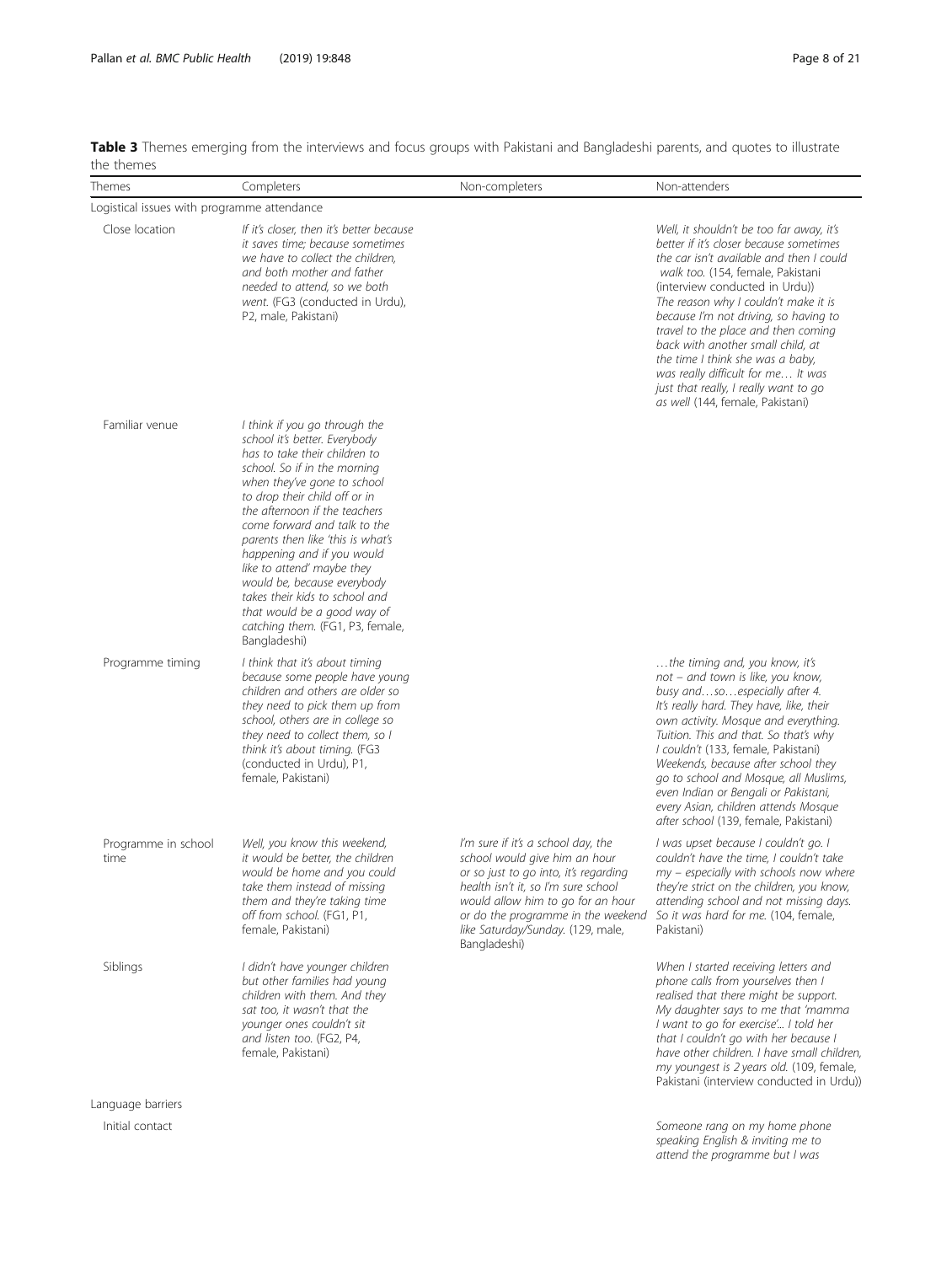**Table 3** Themes emerging from the interviews and focus groups with Pakistani and Bangladeshi parents, and quotes to illustrate the themes

| Themes | Completers | Non-completers | Non-attenders |
|---|---|---|---|
| Logistical issues with programme attendance | | | |
| Close location | *If it's closer, then it's better because it saves time; because sometimes we have to collect the children, and both mother and father needed to attend, so we both went.* (FG3 (conducted in Urdu), P2, male, Pakistani) | | *Well, it shouldn't be too far away, it's better if it's closer because sometimes the car isn't available and then I could walk too.* (154, female, Pakistani (interview conducted in Urdu)) *The reason why I couldn't make it is because I'm not driving, so having to travel to the place and then coming back with another small child, at the time I think she was a baby, was really difficult for me… It was just that really, I really want to go as well* (144, female, Pakistani) |
| Familiar venue | *I think if you go through the school it's better. Everybody has to take their children to school. So if in the morning when they've gone to school to drop their child off or in the afternoon if the teachers come forward and talk to the parents then like 'this is what's happening and if you would like to attend' maybe they would be, because everybody takes their kids to school and that would be a good way of catching them.* (FG1, P3, female, Bangladeshi) | | |
| Programme timing | *I think that it's about timing because some people have young children and others are older so they need to pick them up from school, others are in college so they need to collect them, so I think it's about timing.* (FG3 (conducted in Urdu), P1, female, Pakistani) | | *…the timing and, you know, it's not – and town is like, you know, busy and…so…especially after 4. It's really hard. They have, like, their own activity. Mosque and everything. Tuition. This and that. So that's why I couldn't* (133, female, Pakistani) *Weekends, because after school they go to school and Mosque, all Muslims, even Indian or Bengali or Pakistani, every Asian, children attends Mosque after school* (139, female, Pakistani) |
| Programme in school time | *Well, you know this weekend, it would be better, the children would be home and you could take them instead of missing them and they're taking time off from school.* (FG1, P1, female, Pakistani) | *I'm sure if it's a school day, the school would give him an hour or so just to go into, it's regarding health isn't it, so I'm sure school would allow him to go for an hour or do the programme in the weekend like Saturday/Sunday.* (129, male, Bangladeshi) | *I was upset because I couldn't go. I couldn't have the time, I couldn't take my – especially with schools now where they're strict on the children, you know, attending school and not missing days. So it was hard for me.* (104, female, Pakistani) |
| Siblings | *I didn't have younger children but other families had young children with them. And they sat too, it wasn't that the younger ones couldn't sit and listen too.* (FG2, P4, female, Pakistani) | | *When I started receiving letters and phone calls from yourselves then I realised that there might be support. My daughter says to me that 'mamma I want to go for exercise'... I told her that I couldn't go with her because I have other children. I have small children, my youngest is 2 years old.* (109, female, Pakistani (interview conducted in Urdu)) |
| Language barriers | | | |
| Initial contact | | | *Someone rang on my home phone speaking English & inviting me to attend the programme but I was* |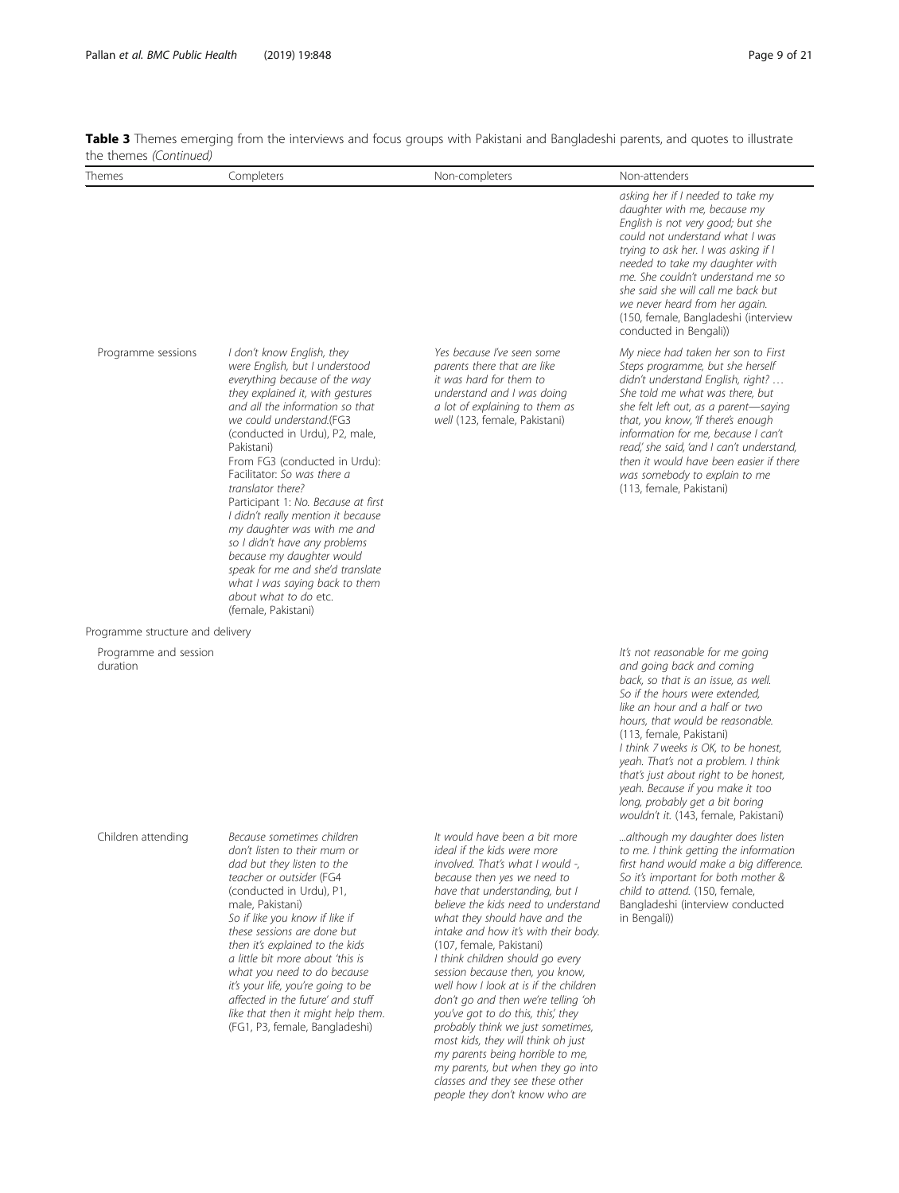**Table 3** Themes emerging from the interviews and focus groups with Pakistani and Bangladeshi parents, and quotes to illustrate the themes *(Continued)*

| Themes | Completers | Non-completers | Non-attenders |
|---|---|---|---|
| | | | *asking her if I needed to take my daughter with me, because my English is not very good; but she could not understand what I was trying to ask her. I was asking if I needed to take my daughter with me. She couldn't understand me so she said she will call me back but we never heard from her again.* (150, female, Bangladeshi (interview conducted in Bengali)) |
| Programme sessions | *I don't know English, they were English, but I understood everything because of the way they explained it, with gestures and all the information so that we could understand.*(FG3 (conducted in Urdu), P2, male, Pakistani) From FG3 (conducted in Urdu): Facilitator: *So was there a translator there?* Participant 1: *No. Because at first I didn't really mention it because my daughter was with me and so I didn't have any problems because my daughter would speak for me and she'd translate what I was saying back to them about what to do etc.* (female, Pakistani) | *Yes because I've seen some parents there that are like it was hard for them to understand and I was doing a lot of explaining to them as well* (123, female, Pakistani) | *My niece had taken her son to First Steps programme, but she herself didn't understand English, right? … She told me what was there, but she felt left out, as a parent—saying that, you know, 'If there's enough information for me, because I can't read,' she said, 'and I can't understand, then it would have been easier if there was somebody to explain to me* (113, female, Pakistani) |
| Programme structure and delivery | | | |
| Programme and session duration | | | *It's not reasonable for me going and going back and coming back, so that is an issue, as well. So if the hours were extended, like an hour and a half or two hours, that would be reasonable.* (113, female, Pakistani) *I think 7 weeks is OK, to be honest, yeah. That's not a problem. I think that's just about right to be honest, yeah. Because if you make it too long, probably get a bit boring wouldn't it.* (143, female, Pakistani) |
| Children attending | *Because sometimes children don't listen to their mum or dad but they listen to the teacher or outsider* (FG4 (conducted in Urdu), P1, male, Pakistani) *So if like you know if like if these sessions are done but then it's explained to the kids a little bit more about 'this is what you need to do because it's your life, you're going to be affected in the future' and stuff like that then it might help them.* (FG1, P3, female, Bangladeshi) | *It would have been a bit more ideal if the kids were more involved. That's what I would -, because then yes we need to have that understanding, but I believe the kids need to understand what they should have and the intake and how it's with their body.* (107, female, Pakistani) *I think children should go every session because then, you know, well how I look at is if the children don't go and then we're telling 'oh you've got to do this, this,' they probably think we just sometimes, most kids, they will think oh just my parents being horrible to me, my parents, but when they go into classes and they see these other people they don't know who are* | *...although my daughter does listen to me. I think getting the information first hand would make a big difference. So it's important for both mother & child to attend.* (150, female, Bangladeshi (interview conducted in Bengali)) |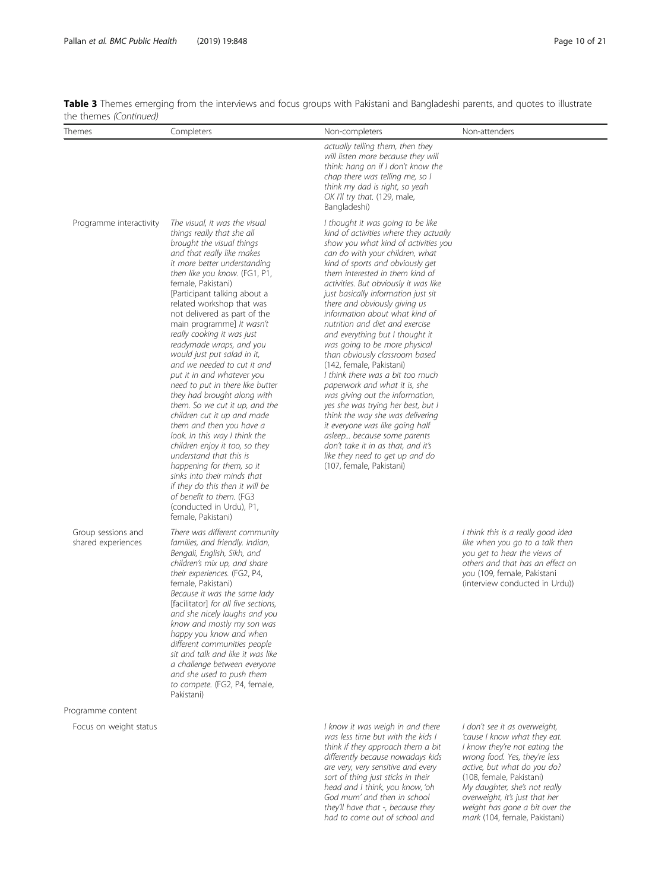**Table 3** Themes emerging from the interviews and focus groups with Pakistani and Bangladeshi parents, and quotes to illustrate the themes *(Continued)*

| Themes | Completers | Non-completers | Non-attenders |
|---|---|---|---|
| | | *actually telling them, then they will listen more because they will think: hang on if I don't know the chap there was telling me, so I think my dad is right, so yeah OK I'll try that.* (129, male, Bangladeshi) | |
| Programme interactivity | *The visual, it was the visual things really that she all brought the visual things and that really like makes it more better understanding then like you know.* (FG1, P1, female, Pakistani) [Participant talking about a related workshop that was not delivered as part of the main programme] *It wasn't really cooking it was just readymade wraps, and you would just put salad in it, and we needed to cut it and put it in and whatever you need to put in there like butter they had brought along with them. So we cut it up, and the children cut it up and made them and then you have a look. In this way I think the children enjoy it too, so they understand that this is happening for them, so it sinks into their minds that if they do this then it will be of benefit to them.* (FG3 (conducted in Urdu), P1, female, Pakistani) | *I thought it was going to be like kind of activities where they actually show you what kind of activities you can do with your children, what kind of sports and obviously get them interested in them kind of activities. But obviously it was like just basically information just sit there and obviously giving us information about what kind of nutrition and diet and exercise and everything but I thought it was going to be more physical than obviously classroom based* (142, female, Pakistani) *I think there was a bit too much paperwork and what it is, she was giving out the information, yes she was trying her best, but I think the way she was delivering it everyone was like going half asleep... because some parents don't take it in as that, and it's like they need to get up and do* (107, female, Pakistani) | |
| Group sessions and shared experiences | *There was different community families, and friendly. Indian, Bengali, English, Sikh, and children's mix up, and share their experiences.* (FG2, P4, female, Pakistani) *Because it was the same lady* [facilitator] *for all five sections, and she nicely laughs and you know and mostly my son was happy you know and when different communities people sit and talk and like it was like a challenge between everyone and she used to push them to compete.* (FG2, P4, female, Pakistani) | | *I think this is a really good idea like when you go to a talk then you get to hear the views of others and that has an effect on you* (109, female, Pakistani (interview conducted in Urdu)) |
| Programme content | | | |
| Focus on weight status | | *I know it was weigh in and there was less time but with the kids I think if they approach them a bit differently because nowadays kids are very, very sensitive and every sort of thing just sticks in their head and I think, you know, 'oh God mum' and then in school they'll have that -, because they had to come out of school and* | *I don't see it as overweight, 'cause I know what they eat. I know they're not eating the wrong food. Yes, they're less active, but what do you do?* (108, female, Pakistani) *My daughter, she's not really overweight, it's just that her weight has gone a bit over the mark* (104, female, Pakistani) |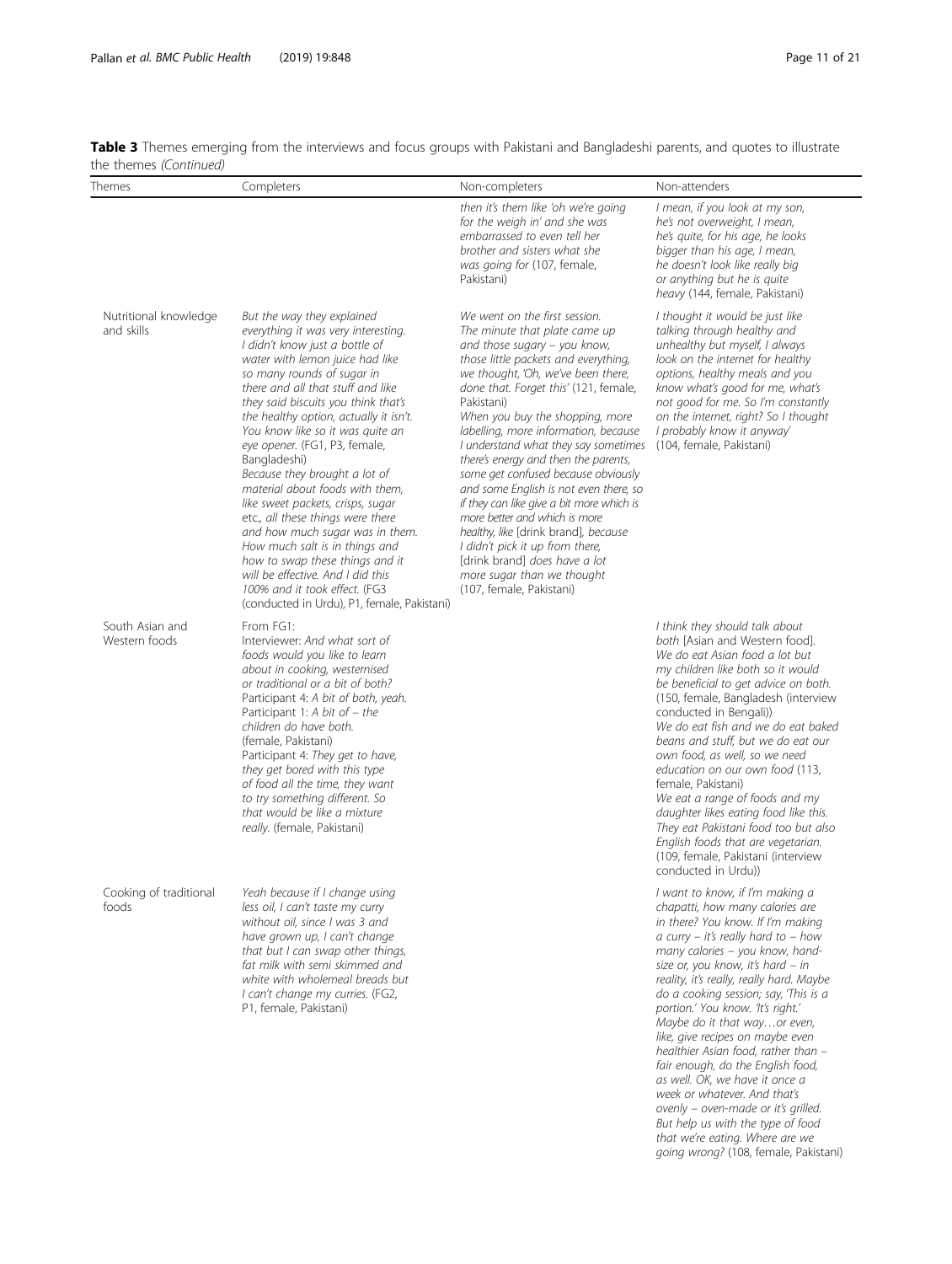**Table 3** Themes emerging from the interviews and focus groups with Pakistani and Bangladeshi parents, and quotes to illustrate the themes *(Continued)*

| Themes | Completers | Non-completers | Non-attenders |
|---|---|---|---|
| | | *then it's them like 'oh we're going for the weigh in' and she was embarrassed to even tell her brother and sisters what she was going for* (107, female, Pakistani) | *I mean, if you look at my son, he's not overweight, I mean, he's quite, for his age, he looks bigger than his age, I mean, he doesn't look like really big or anything but he is quite heavy* (144, female, Pakistani) |
| Nutritional knowledge and skills | *But the way they explained everything it was very interesting. I didn't know just a bottle of water with lemon juice had like so many rounds of sugar in there and all that stuff and like they said biscuits you think that's the healthy option, actually it isn't. You know like so it was quite an eye opener.* (FG1, P3, female, Bangladeshi)<br>*Because they brought a lot of material about foods with them, like sweet packets, crisps, sugar etc., all these things were there and how much sugar was in them. How much salt is in things and how to swap these things and it will be effective. And I did this 100% and it took effect.* (FG3 (conducted in Urdu), P1, female, Pakistani) | *We went on the first session. The minute that plate came up and those sugary – you know, those little packets and everything, we thought, 'Oh, we've been there, done that. Forget this'* (121, female, Pakistani)<br>*When you buy the shopping, more labelling, more information, because I understand what they say sometimes there's energy and then the parents, some get confused because obviously and some English is not even there, so if they can like give a bit more which is more better and which is more healthy, like* [drink brand]*, because I didn't pick it up from there,* [drink brand] *does have a lot more sugar than we thought* (107, female, Pakistani) | *I thought it would be just like talking through healthy and unhealthy but myself, I always look on the internet for healthy options, healthy meals and you know what's good for me, what's not good for me. So I'm constantly on the internet, right? So I thought I probably know it anyway'* (104, female, Pakistani) |
| South Asian and Western foods | From FG1:<br>Interviewer: *And what sort of foods would you like to learn about in cooking, westernised or traditional or a bit of both?*<br>Participant 4: *A bit of both, yeah.*<br>Participant 1: *A bit of – the children do have both.* (female, Pakistani)<br>Participant 4: *They get to have, they get bored with this type of food all the time, they want to try something different. So that would be like a mixture really.* (female, Pakistani) | | *I think they should talk about both* [Asian and Western food]*. We do eat Asian food a lot but my children like both so it would be beneficial to get advice on both.* (150, female, Bangladesh (interview conducted in Bengali))<br>*We do eat fish and we do eat baked beans and stuff, but we do eat our own food, as well, so we need education on our own food* (113, female, Pakistani)<br>*We eat a range of foods and my daughter likes eating food like this. They eat Pakistani food too but also English foods that are vegetarian.* (109, female, Pakistani (interview conducted in Urdu)) |
| Cooking of traditional foods | *Yeah because if I change using less oil, I can't taste my curry without oil, since I was 3 and have grown up, I can't change that but I can swap other things, fat milk with semi skimmed and white with wholemeal breads but I can't change my curries.* (FG2, P1, female, Pakistani) | | *I want to know, if I'm making a chapatti, how many calories are in there? You know. If I'm making a curry – it's really hard to – how many calories – you know, hand-size or, you know, it's hard – in reality, it's really, really hard. Maybe do a cooking session; say, 'This is a portion.' You know. 'It's right.' Maybe do it that way…or even, like, give recipes on maybe even healthier Asian food, rather than – fair enough, do the English food, as well. OK, we have it once a week or whatever. And that's ovenly – oven-made or it's grilled. But help us with the type of food that we're eating. Where are we going wrong?* (108, female, Pakistani) |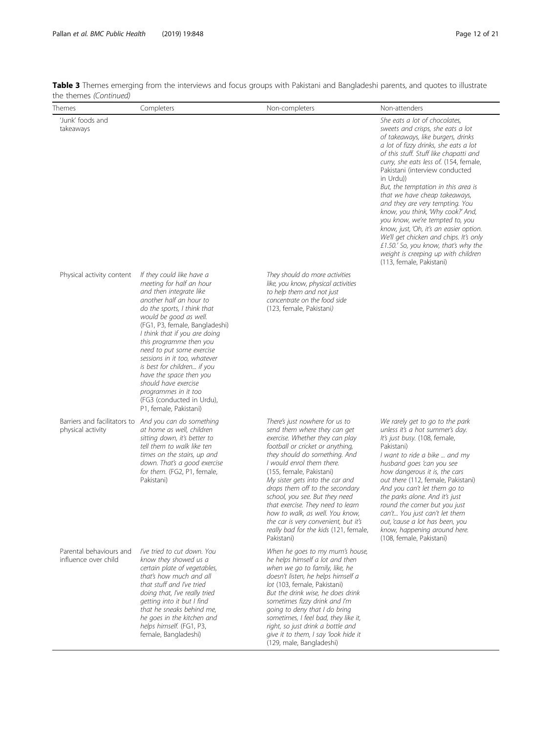**Table 3** Themes emerging from the interviews and focus groups with Pakistani and Bangladeshi parents, and quotes to illustrate the themes *(Continued)*

| Themes | Completers | Non-completers | Non-attenders |
| --- | --- | --- | --- |
| 'Junk' foods and takeaways | | | *She eats a lot of chocolates, sweets and crisps, she eats a lot of takeaways, like burgers, drinks a lot of fizzy drinks, she eats a lot of this stuff. Stuff like chapatti and curry, she eats less of.* (154, female, Pakistani (interview conducted in Urdu)) *But, the temptation in this area is that we have cheap takeaways, and they are very tempting. You know, you think, 'Why cook?' And, you know, we're tempted to, you know, just, 'Oh, it's an easier option. We'll get chicken and chips. It's only £1.50.' So, you know, that's why the weight is creeping up with children* (113, female, Pakistani) |
| Physical activity content | *If they could like have a meeting for half an hour and then integrate like another half an hour to do the sports, I think that would be good as well.* (FG1, P3, female, Bangladeshi) *I think that if you are doing this programme then you need to put some exercise sessions in it too, whatever is best for children... if you have the space then you should have exercise programmes in it too* (FG3 (conducted in Urdu), P1, female, Pakistani) | *They should do more activities like, you know, physical activities to help them and not just concentrate on the food side* (123, female, Pakistani) | |
| Barriers and facilitators to physical activity | *And you can do something at home as well, children sitting down, it's better to tell them to walk like ten times on the stairs, up and down. That's a good exercise for them.* (FG2, P1, female, Pakistani) | *There's just nowhere for us to send them where they can get exercise. Whether they can play football or cricket or anything, they should do something. And I would enrol them there.* (155, female, Pakistani) *My sister gets into the car and drops them off to the secondary school, you see. But they need that exercise. They need to learn how to walk, as well. You know, the car is very convenient, but it's really bad for the kids* (121, female, Pakistani) | *We rarely get to go to the park unless it's a hot summer's day. It's just busy.* (108, female, Pakistani) *I want to ride a bike ... and my husband goes 'can you see how dangerous it is, the cars out there* (112, female, Pakistani) *And you can't let them go to the parks alone. And it's just round the corner but you just can't... You just can't let them out, 'cause a lot has been, you know, happening around here.* (108, female, Pakistani) |
| Parental behaviours and influence over child | *I've tried to cut down. You know they showed us a certain plate of vegetables, that's how much and all that stuff and I've tried doing that, I've really tried getting into it but I find that he sneaks behind me, he goes in the kitchen and helps himself.* (FG1, P3, female, Bangladeshi) | *When he goes to my mum's house, he helps himself a lot and then when we go to family, like, he doesn't listen, he helps himself a lot* (103, female, Pakistani) *But the drink wise, he does drink sometimes fizzy drink and I'm going to deny that I do bring sometimes, I feel bad, they like it, right, so just drink a bottle and give it to them, I say 'look hide it* (129, male, Bangladeshi) | |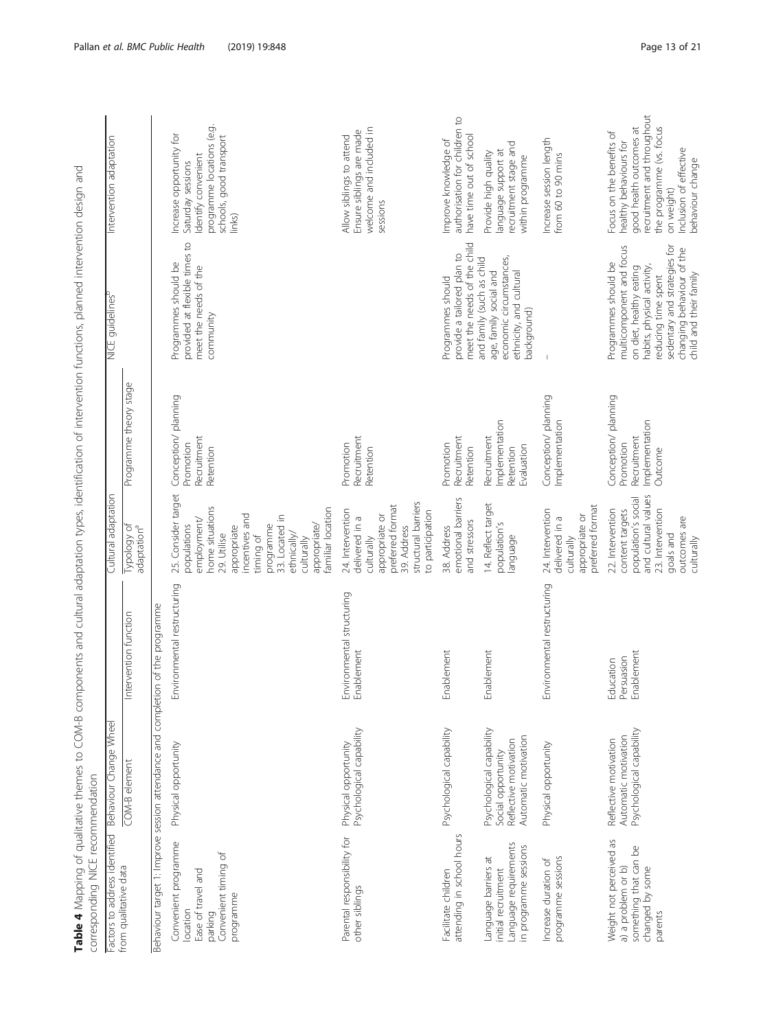**Table 4** Mapping of qualitative themes to COM-B components and cultural adaptation types, identification of intervention functions, planned intervention design and corresponding NICE recommendation

| Factors to address identified from qualitative data | Behaviour Change Wheel | | Cultural adaptation | | NICE guidelines[b] | Intervention adaptation |
|---|---|---|---|---|---|---|
| | COM-B element | Intervention function | Typology of adaptation[a] | Programme theory stage | | |
| Behaviour target 1: Improve session attendance and completion of the programme | | | | | | |
| Convenient programme location<br>Ease of travel and parking<br>Convenient timing of programme | Physical opportunity | Environmental restructuring | 25. Consider target populations employment/ home situations<br>29. Utilise appropriate incentives and timing of programme<br>33. Located in ethnically/ culturally appropriate/ familiar location | Conception/ planning<br>Promotion<br>Recruitment<br>Retention | Programmes should be provided at flexible times to meet the needs of the community | Increase opportunity for Saturday sessions<br>Identify convenient programme locations (e.g. schools, good transport links) |
| Parental responsibility for other siblings | Physical opportunity<br>Psychological capability | Environmental structuring<br>Enablement | 24. Intervention delivered in a culturally appropriate or preferred format<br>39. Address structural barriers to participation | Promotion<br>Recruitment<br>Retention | | Allow siblings to attend<br>Ensure siblings are made welcome and included in sessions |
| Facilitate children attending in school hours | Psychological capability | Enablement | 38. Address emotional barriers and stressors | Promotion<br>Recruitment<br>Retention | Programmes should provide a tailored plan to meet the needs of the child and family (such as child age, family social and economic circumstances, ethnicity, and cultural background) | Improve knowledge of authorisation for children to have time out of school |
| Language barriers at initial recruitment<br>Language requirements in programme sessions | Psychological capability<br>Social opportunity<br>Reflective motivation<br>Automatic motivation | Enablement | 14. Reflect target population's language | Recruitment<br>Implementation<br>Retention<br>Evaluation | | Provide high quality language support at recruitment stage and within programme |
| Increase duration of programme sessions | Physical opportunity | Environmental restructuring | 24. Intervention delivered in a culturally appropriate or preferred format | Conception/ planning<br>Implementation | – | Increase session length from 60 to 90 mins |
| Weight not perceived as a) a problem or b) something that can be changed by some parents | Reflective motivation<br>Automatic motivation<br>Psychological capability | Education<br>Persuasion<br>Enablement | 22. Intervention content targets population's social and cultural values<br>23. Intervention goals and outcomes are culturally | Conception/ planning<br>Promotion<br>Recruitment<br>Implementation<br>Outcome | Programmes should be multicomponent and focus on diet, healthy eating habits, physical activity, reducing time spent sedentary and strategies for changing behaviour of the child and their family | Focus on the benefits of healthy behaviours for good health outcomes at recruitment and throughout the programme (vs. focus on weight)<br>Inclusion of effective behaviour change |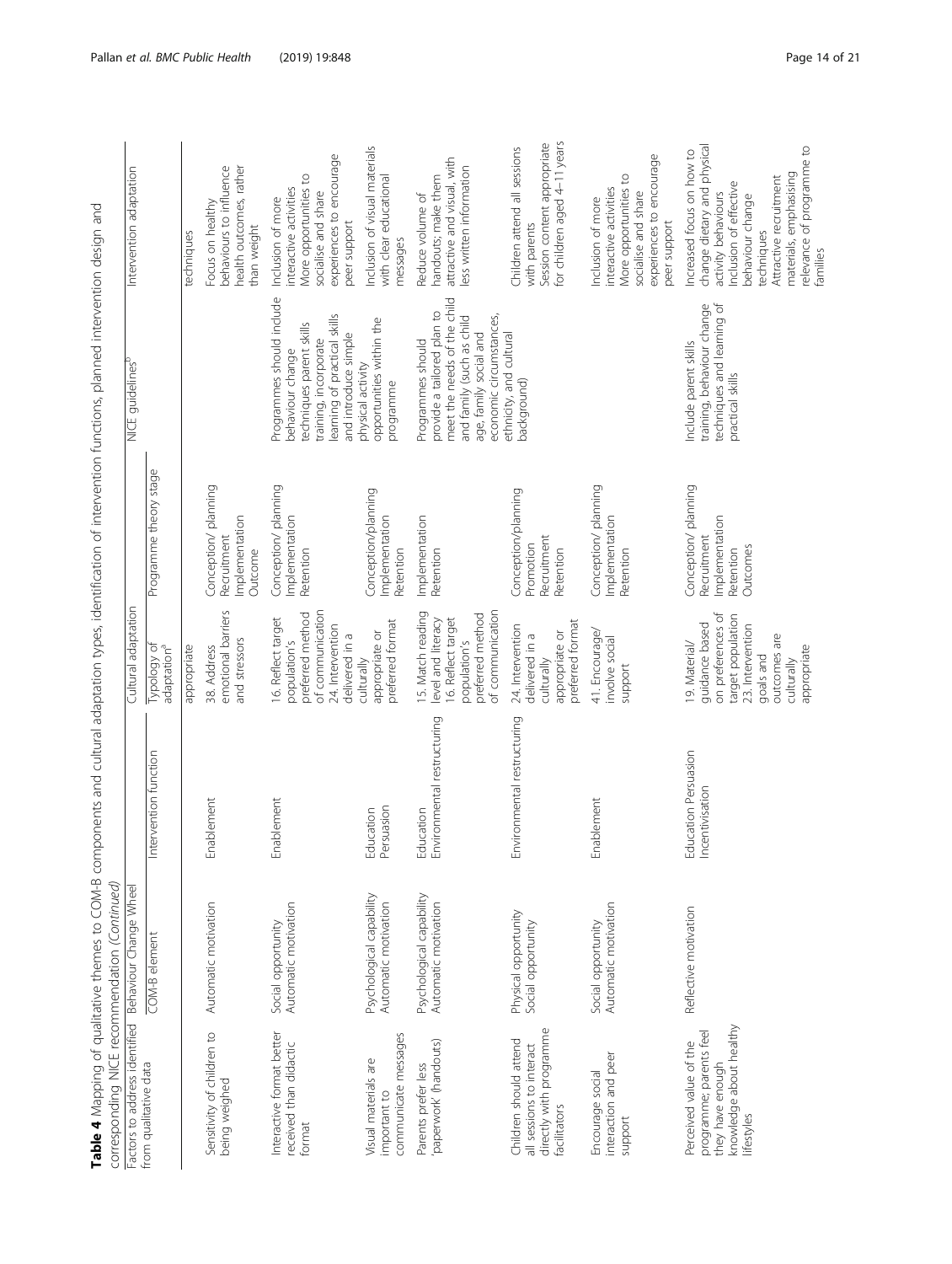**Table 4** Mapping of qualitative themes to COM-B components and cultural adaptation types, identification of intervention functions, planned intervention design and corresponding NICE recommendation *(Continued)*

| Factors to address identified from qualitative data | Behaviour Change Wheel | | Cultural adaptation | | NICE guidelines[b] | Intervention adaptation |
|---|---|---|---|---|---|---|
| | COM-B element | Intervention function | Typology of adaptation[a] | Programme theory stage | | |
| | | | appropriate | | | techniques |
| Sensitivity of children to being weighed | Automatic motivation | Enablement | 38. Address emotional barriers and stressors | Conception/ planning Recruitment Implementation Outcome | | Focus on healthy behaviours to influence health outcomes, rather than weight |
| Interactive format better received than didactic format | Social opportunity Automatic motivation | Enablement | 16. Reflect target population's preferred method of communication 24. Intervention delivered in a culturally appropriate or preferred format | Conception/ planning Implementation Retention | Programmes should include behaviour change techniques parent skills training, incorporate learning of practical skills and introduce simple physical activity opportunities within the programme | Inclusion of more interactive activities More opportunities to socialise and share experiences to encourage peer support |
| Visual materials are important to communicate messages | Psychological capability Automatic motivation | Education Persuasion | | Conception/planning Implementation Retention | | Inclusion of visual materials with clear educational messages |
| Parents prefer less 'paperwork' (handouts) | Psychological capability Automatic motivation | Education Environmental restructuring | 15. Match reading level and literacy 16. Reflect target population's preferred method of communication | Implementation Retention | Programmes should provide a tailored plan to meet the needs of the child and family (such as child age, family social and economic circumstances, ethnicity, and cultural background) | Reduce volume of handouts; make them attractive and visual, with less written information |
| Children should attend all sessions to interact directly with programme facilitators | Physical opportunity Social opportunity | Environmental restructuring | 24. Intervention delivered in a culturally appropriate or preferred format | Conception/planning Promotion Recruitment Retention | | Children attend all sessions with parents Session content appropriate for children aged 4–11 years |
| Encourage social interaction and peer support | Social opportunity Automatic motivation | Enablement | 41. Encourage/ involve social support | Conception/ planning Implementation Retention | | Inclusion of more interactive activities More opportunities to socialise and share experiences to encourage peer support |
| Perceived value of the programme; parents feel they have enough knowledge about healthy lifestyles | Reflective motivation | Education Persuasion Incentivisation | 19. Material/ guidance based on preferences of target population 23. Intervention goals and outcomes are culturally appropriate | Conception/ planning Recruitment Implementation Retention Outcomes | Include parent skills training, behaviour change techniques and learning of practical skills | Increased focus on how to change dietary and physical activity behaviours Inclusion of effective behaviour change techniques Attractive recruitment materials, emphasising relevance of programme to families |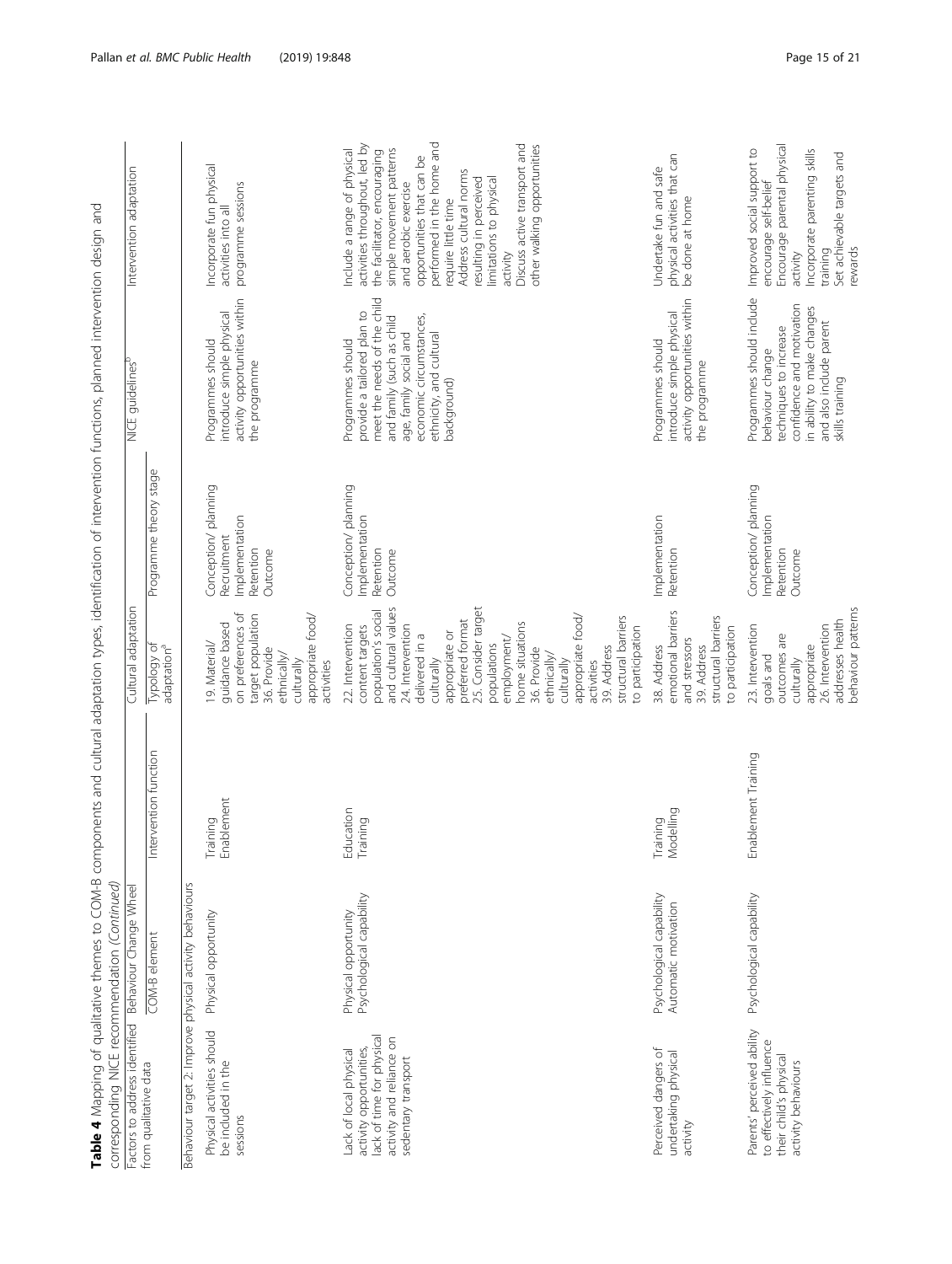**Table 4** Mapping of qualitative themes to COM-B components and cultural adaptation types, identification of intervention functions, planned intervention design and corresponding NICE recommendation *(Continued)*

| Factors to address identified from qualitative data | Behaviour Change Wheel | | Cultural adaptation | | NICE guidelines[b] | Intervention adaptation |
|---|---|---|---|---|---|---|
| | COM-B element | Intervention function | Typology of adaptation[a] | Programme theory stage | | |
| Behaviour target 2: Improve physical activity behaviours | | | | | | |
| Physical activities should be included in the sessions | Physical opportunity | Training Enablement | 19. Material/ guidance based on preferences of target population 36. Provide ethnically/ culturally appropriate food/ activities | Conception/ planning Recruitment Implementation Retention Outcome | Programmes should introduce simple physical activity opportunities within the programme | Incorporate fun physical activities into all programme sessions |
| Lack of local physical activity opportunities, lack of time for physical activity and reliance on sedentary transport | Physical opportunity Psychological capability | Education Training | 22. Intervention content targets population's social and cultural values 24. Intervention delivered in a culturally appropriate or preferred format 25. Consider target populations employment/ home situations 36. Provide ethnically/ culturally appropriate food/ activities 39. Address structural barriers to participation | Conception/ planning Implementation Retention Outcome | Programmes should provide a tailored plan to meet the needs of the child and family (such as child age, family social and economic circumstances, ethnicity, and cultural background) | Include a range of physical activities throughout, led by the facilitator, encouraging simple movement patterns and aerobic exercise opportunities that can be performed in the home and require little time Address cultural norms resulting in perceived limitations to physical activity Discuss active transport and other walking opportunities |
| Perceived dangers of undertaking physical activity | Psychological capability Automatic motivation | Training Modelling | 38. Address emotional barriers and stressors 39. Address structural barriers to participation | Implementation Retention | Programmes should introduce simple physical activity opportunities within the programme | Undertake fun and safe physical activities that can be done at home |
| Parents' perceived ability to effectively influence their child's physical activity behaviours | Psychological capability | Enablement Training | 23. Intervention goals and outcomes are culturally appropriate 26. Intervention addresses health behaviour patterns | Conception/ planning Implementation Retention Outcome | Programmes should include behaviour change techniques to increase confidence and motivation in ability to make changes and also include parent skills training | Improved social support to encourage self-belief Encourage parental physical activity Incorporate parenting skills training Set achievable targets and rewards |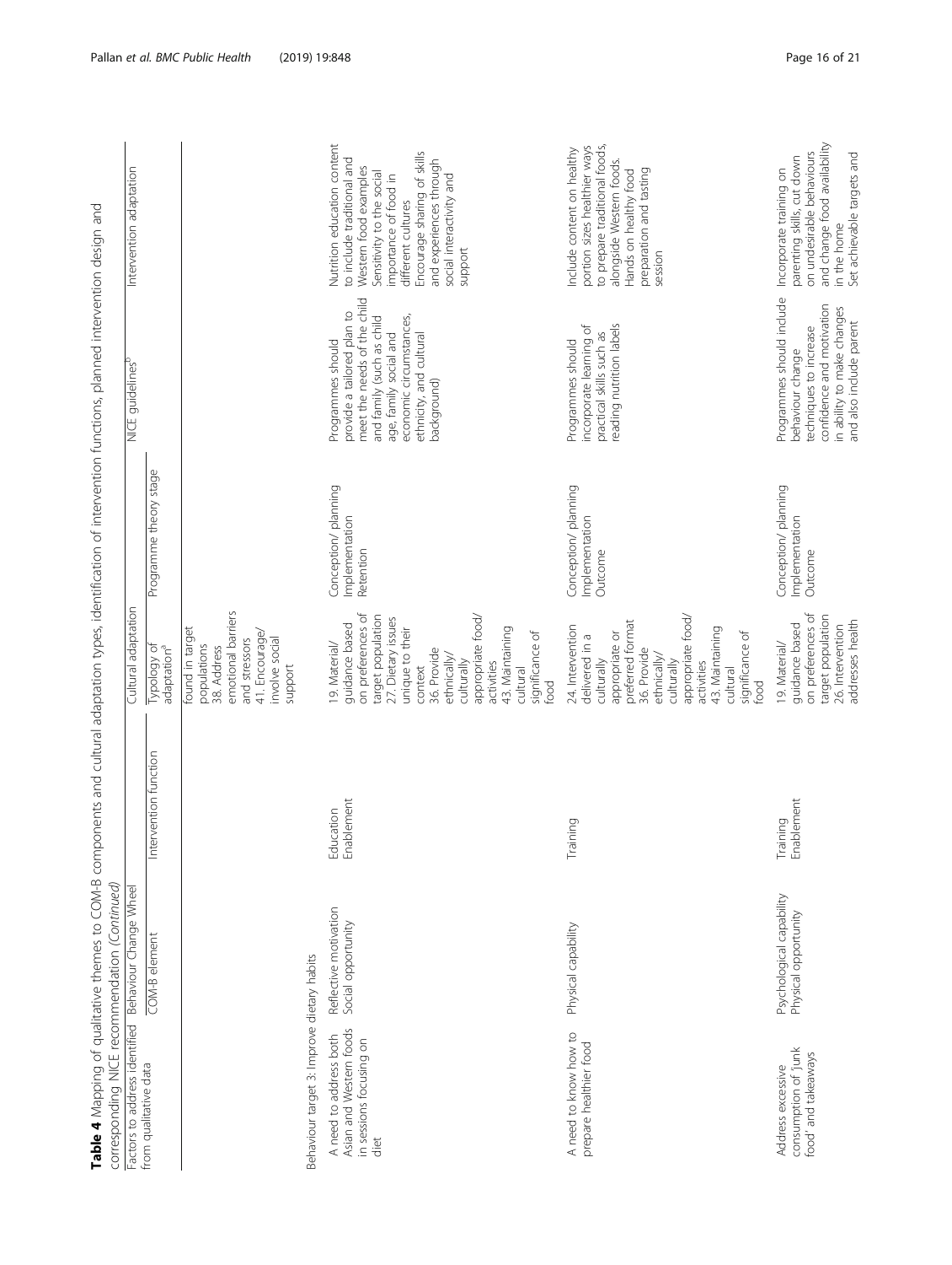**Table 4** Mapping of qualitative themes to COM-B components and cultural adaptation types, identification of intervention functions, planned intervention design and corresponding NICE recommendation *(Continued)*

| Factors to address identified from qualitative data | Behaviour Change Wheel | | Cultural adaptation | | NICE guidelines[b] | Intervention adaptation |
|---|---|---|---|---|---|---|
| | COM-B element | Intervention function | Typology of adaptation[a] | Programme theory stage | | |
| | | | found in target populations 38. Address emotional barriers and stressors 41. Encourage/ involve social support | | | |
| Behaviour target 3: Improve dietary habits | | | | | | |
| A need to address both Asian and Western foods in sessions focusing on diet | Reflective motivation Social opportunity | Education Enablement | 19. Material/ guidance based on preferences of target population 27. Dietary issues unique to their context 36. Provide ethnically/ culturally appropriate food/ activities 43. Maintaining cultural significance of food | Conception/ planning Implementation Retention | Programmes should provide a tailored plan to meet the needs of the child and family (such as child age, family social and economic circumstances, ethnicity, and cultural background) | Nutrition education content to include traditional and Western food examples Sensitivity to the social importance of food in different cultures Encourage sharing of skills and experiences through social interactivity and support |
| A need to know how to prepare healthier food | Physical capability | Training | 24. Intervention delivered in a culturally appropriate or preferred format 36. Provide ethnically/ culturally appropriate food/ activities 43. Maintaining cultural significance of food | Conception/ planning Implementation Outcome | Programmes should incorporate learning of practical skills such as reading nutrition labels | Include content on healthy portion sizes healthier ways to prepare traditional foods, alongside Western foods. Hands on healthy food preparation and tasting session |
| Address excessive consumption of 'junk food' and takeaways | Psychological capability Physical opportunity | Training Enablement | 19. Material/ guidance based on preferences of target population 26. Intervention addresses health | Conception/ planning Implementation Outcome | Programmes should include behaviour change techniques to increase confidence and motivation in ability to make changes and also include parent | Incorporate training on parenting skills, cut down on undesirable behaviours and change food availability in the home Set achievable targets and |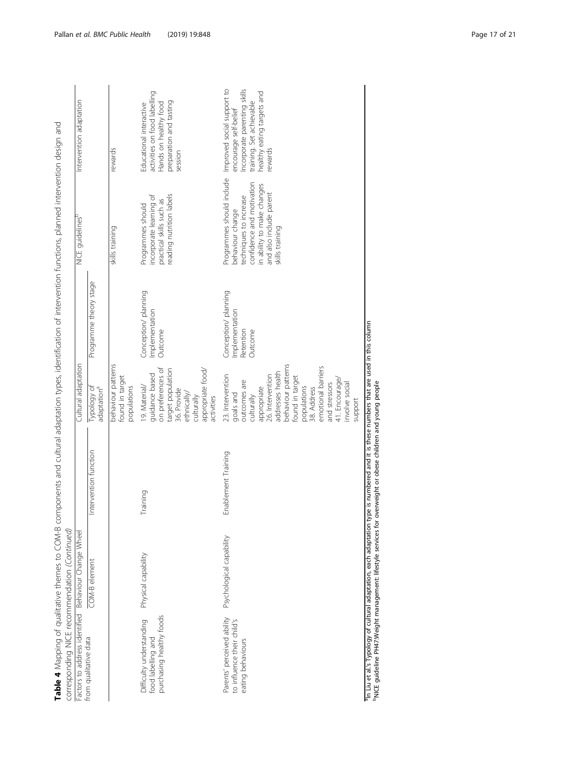**Table 4** Mapping of qualitative themes to COM-B components and cultural adaptation types, identification of intervention functions, planned intervention design and corresponding NICE recommendation *(Continued)*

| Factors to address identified from qualitative data | Behaviour Change Wheel | | Cultural adaptation | | NICE guidelines[b] | Intervention adaptation |
|---|---|---|---|---|---|---|
| | COM-B element | Intervention function | Typology of adaptation[a] | Programme theory stage | | |
| | | | behaviour patterns found in target populations | | skills training | rewards |
| Difficulty understanding food labelling and purchasing healthy foods | Physical capability | Training | 19. Material/ guidance based on preferences of target population 36. Provide ethnically/ culturally appropriate food/ activities | Conception/ planning Implementation Outcome | Programmes should incorporate learning of practical skills such as reading nutrition labels | Educational interactive activities on food labelling Hands on healthy food preparation and tasting session |
| Parents' perceived ability to influence their child's eating behaviours | Psychological capability | Enablement Training | 23. Intervention goals and outcomes are culturally appropriate 26. Intervention addresses health behaviour patterns found in target populations 38. Address emotional barriers and stressors 41. Encourage/ involve social support | Conception/ planning Implementation Retention Outcome | Programmes should include behaviour change techniques to increase confidence and motivation in ability to make changes and also include parent skills training | Improved social support to encourage self-belief Incorporate parenting skills training. Set achievable healthy eating targets and rewards |

[a]In Liu et al.'s Typology of cultural adaptation, each adaptation type is numbered and it is these numbers that are used in this column
[b]NICE guideline PH47:Weight management: lifestyle services for overweight or obese children and young people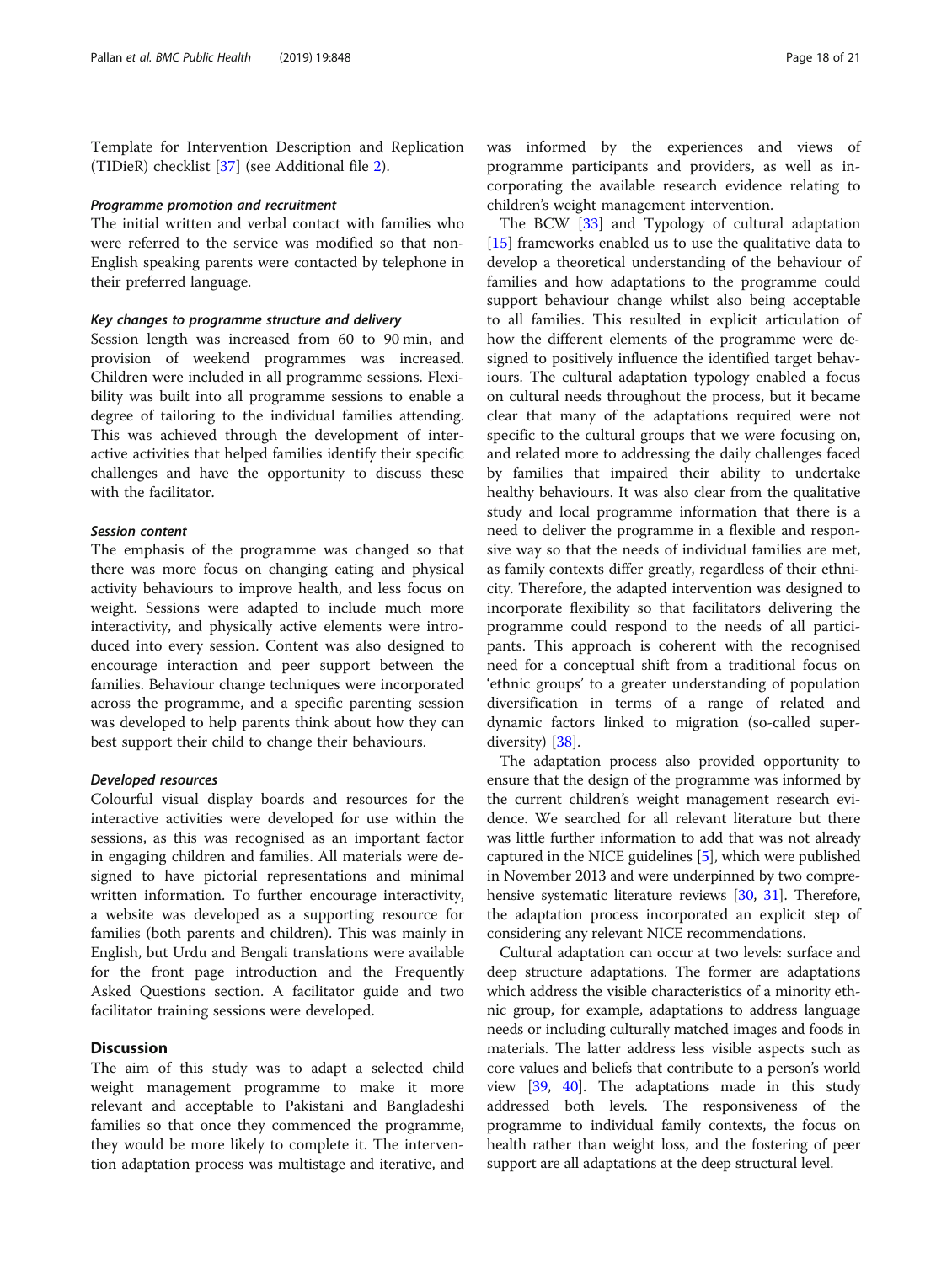Template for Intervention Description and Replication (TIDieR) checklist [37] (see Additional file 2).

#### Programme promotion and recruitment

The initial written and verbal contact with families who were referred to the service was modified so that non-English speaking parents were contacted by telephone in their preferred language.

#### Key changes to programme structure and delivery

Session length was increased from 60 to 90 min, and provision of weekend programmes was increased. Children were included in all programme sessions. Flexibility was built into all programme sessions to enable a degree of tailoring to the individual families attending. This was achieved through the development of interactive activities that helped families identify their specific challenges and have the opportunity to discuss these with the facilitator.

#### Session content

The emphasis of the programme was changed so that there was more focus on changing eating and physical activity behaviours to improve health, and less focus on weight. Sessions were adapted to include much more interactivity, and physically active elements were introduced into every session. Content was also designed to encourage interaction and peer support between the families. Behaviour change techniques were incorporated across the programme, and a specific parenting session was developed to help parents think about how they can best support their child to change their behaviours.

#### Developed resources

Colourful visual display boards and resources for the interactive activities were developed for use within the sessions, as this was recognised as an important factor in engaging children and families. All materials were designed to have pictorial representations and minimal written information. To further encourage interactivity, a website was developed as a supporting resource for families (both parents and children). This was mainly in English, but Urdu and Bengali translations were available for the front page introduction and the Frequently Asked Questions section. A facilitator guide and two facilitator training sessions were developed.

## Discussion

The aim of this study was to adapt a selected child weight management programme to make it more relevant and acceptable to Pakistani and Bangladeshi families so that once they commenced the programme, they would be more likely to complete it. The intervention adaptation process was multistage and iterative, and was informed by the experiences and views of programme participants and providers, as well as incorporating the available research evidence relating to children's weight management intervention.

The BCW [33] and Typology of cultural adaptation [15] frameworks enabled us to use the qualitative data to develop a theoretical understanding of the behaviour of families and how adaptations to the programme could support behaviour change whilst also being acceptable to all families. This resulted in explicit articulation of how the different elements of the programme were designed to positively influence the identified target behaviours. The cultural adaptation typology enabled a focus on cultural needs throughout the process, but it became clear that many of the adaptations required were not specific to the cultural groups that we were focusing on, and related more to addressing the daily challenges faced by families that impaired their ability to undertake healthy behaviours. It was also clear from the qualitative study and local programme information that there is a need to deliver the programme in a flexible and responsive way so that the needs of individual families are met, as family contexts differ greatly, regardless of their ethnicity. Therefore, the adapted intervention was designed to incorporate flexibility so that facilitators delivering the programme could respond to the needs of all participants. This approach is coherent with the recognised need for a conceptual shift from a traditional focus on 'ethnic groups' to a greater understanding of population diversification in terms of a range of related and dynamic factors linked to migration (so-called super-diversity) [38].

The adaptation process also provided opportunity to ensure that the design of the programme was informed by the current children's weight management research evidence. We searched for all relevant literature but there was little further information to add that was not already captured in the NICE guidelines [5], which were published in November 2013 and were underpinned by two comprehensive systematic literature reviews [30, 31]. Therefore, the adaptation process incorporated an explicit step of considering any relevant NICE recommendations.

Cultural adaptation can occur at two levels: surface and deep structure adaptations. The former are adaptations which address the visible characteristics of a minority ethnic group, for example, adaptations to address language needs or including culturally matched images and foods in materials. The latter address less visible aspects such as core values and beliefs that contribute to a person's world view [39, 40]. The adaptations made in this study addressed both levels. The responsiveness of the programme to individual family contexts, the focus on health rather than weight loss, and the fostering of peer support are all adaptations at the deep structural level.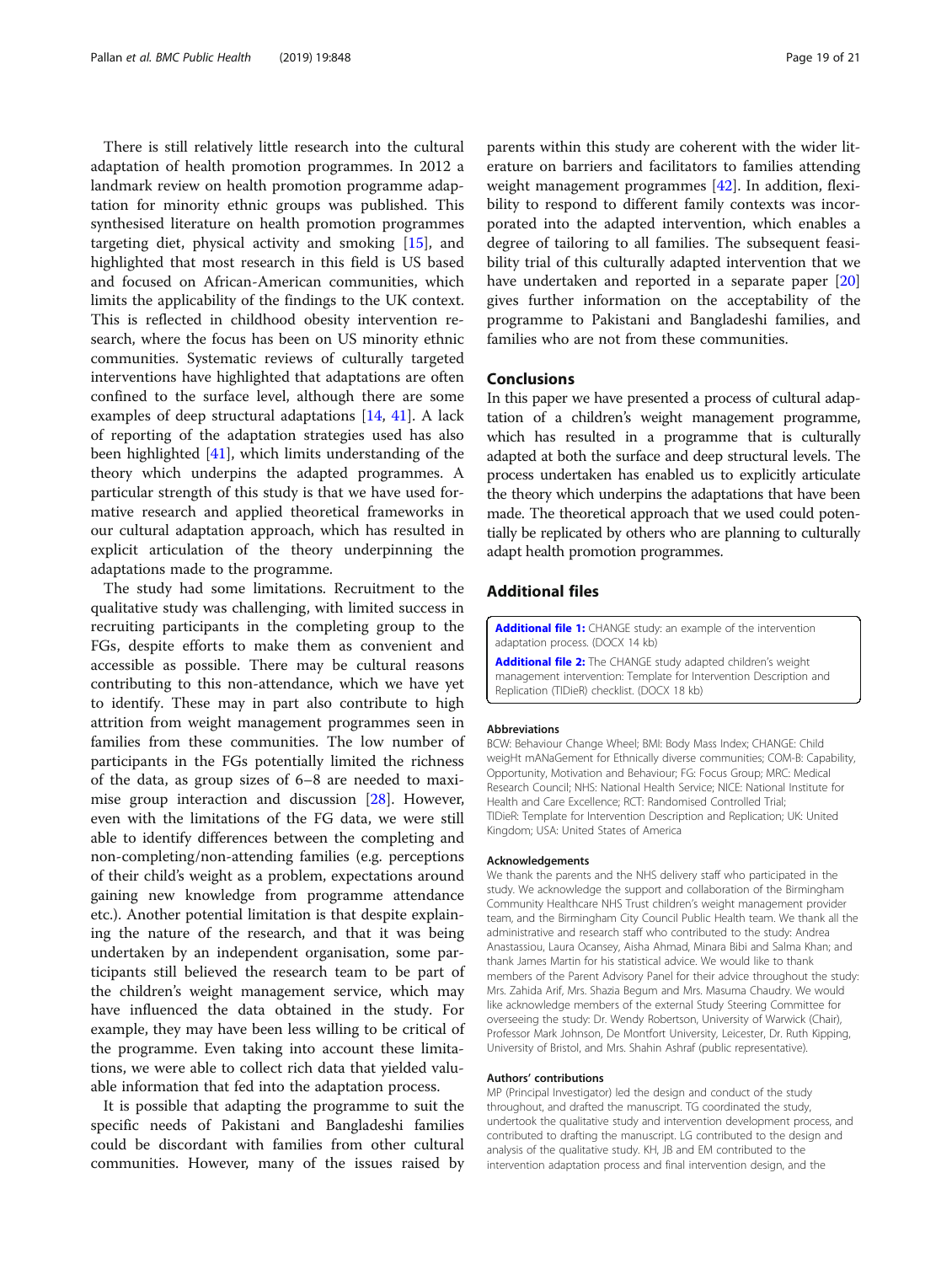There is still relatively little research into the cultural adaptation of health promotion programmes. In 2012 a landmark review on health promotion programme adaptation for minority ethnic groups was published. This synthesised literature on health promotion programmes targeting diet, physical activity and smoking [15], and highlighted that most research in this field is US based and focused on African-American communities, which limits the applicability of the findings to the UK context. This is reflected in childhood obesity intervention research, where the focus has been on US minority ethnic communities. Systematic reviews of culturally targeted interventions have highlighted that adaptations are often confined to the surface level, although there are some examples of deep structural adaptations [14, 41]. A lack of reporting of the adaptation strategies used has also been highlighted [41], which limits understanding of the theory which underpins the adapted programmes. A particular strength of this study is that we have used formative research and applied theoretical frameworks in our cultural adaptation approach, which has resulted in explicit articulation of the theory underpinning the adaptations made to the programme.

The study had some limitations. Recruitment to the qualitative study was challenging, with limited success in recruiting participants in the completing group to the FGs, despite efforts to make them as convenient and accessible as possible. There may be cultural reasons contributing to this non-attendance, which we have yet to identify. These may in part also contribute to high attrition from weight management programmes seen in families from these communities. The low number of participants in the FGs potentially limited the richness of the data, as group sizes of 6–8 are needed to maximise group interaction and discussion [28]. However, even with the limitations of the FG data, we were still able to identify differences between the completing and non-completing/non-attending families (e.g. perceptions of their child's weight as a problem, expectations around gaining new knowledge from programme attendance etc.). Another potential limitation is that despite explaining the nature of the research, and that it was being undertaken by an independent organisation, some participants still believed the research team to be part of the children's weight management service, which may have influenced the data obtained in the study. For example, they may have been less willing to be critical of the programme. Even taking into account these limitations, we were able to collect rich data that yielded valuable information that fed into the adaptation process.

It is possible that adapting the programme to suit the specific needs of Pakistani and Bangladeshi families could be discordant with families from other cultural communities. However, many of the issues raised by parents within this study are coherent with the wider literature on barriers and facilitators to families attending weight management programmes [42]. In addition, flexibility to respond to different family contexts was incorporated into the adapted intervention, which enables a degree of tailoring to all families. The subsequent feasibility trial of this culturally adapted intervention that we have undertaken and reported in a separate paper [20] gives further information on the acceptability of the programme to Pakistani and Bangladeshi families, and families who are not from these communities.

## Conclusions

In this paper we have presented a process of cultural adaptation of a children's weight management programme, which has resulted in a programme that is culturally adapted at both the surface and deep structural levels. The process undertaken has enabled us to explicitly articulate the theory which underpins the adaptations that have been made. The theoretical approach that we used could potentially be replicated by others who are planning to culturally adapt health promotion programmes.

## Additional files

**Additional file 1:** CHANGE study: an example of the intervention adaptation process. (DOCX 14 kb)

**Additional file 2:** The CHANGE study adapted children's weight management intervention: Template for Intervention Description and Replication (TIDieR) checklist. (DOCX 18 kb)

#### Abbreviations

BCW: Behaviour Change Wheel; BMI: Body Mass Index; CHANGE: Child weigHt mANaGement for Ethnically diverse communities; COM-B: Capability, Opportunity, Motivation and Behaviour; FG: Focus Group; MRC: Medical Research Council; NHS: National Health Service; NICE: National Institute for Health and Care Excellence; RCT: Randomised Controlled Trial; TIDieR: Template for Intervention Description and Replication; UK: United Kingdom; USA: United States of America

#### Acknowledgements

We thank the parents and the NHS delivery staff who participated in the study. We acknowledge the support and collaboration of the Birmingham Community Healthcare NHS Trust children's weight management provider team, and the Birmingham City Council Public Health team. We thank all the administrative and research staff who contributed to the study: Andrea Anastassiou, Laura Ocansey, Aisha Ahmad, Minara Bibi and Salma Khan; and thank James Martin for his statistical advice. We would like to thank members of the Parent Advisory Panel for their advice throughout the study: Mrs. Zahida Arif, Mrs. Shazia Begum and Mrs. Masuma Chaudry. We would like acknowledge members of the external Study Steering Committee for overseeing the study: Dr. Wendy Robertson, University of Warwick (Chair), Professor Mark Johnson, De Montfort University, Leicester, Dr. Ruth Kipping, University of Bristol, and Mrs. Shahin Ashraf (public representative).

#### Authors' contributions

MP (Principal Investigator) led the design and conduct of the study throughout, and drafted the manuscript. TG coordinated the study, undertook the qualitative study and intervention development process, and contributed to drafting the manuscript. LG contributed to the design and analysis of the qualitative study. KH, JB and EM contributed to the intervention adaptation process and final intervention design, and the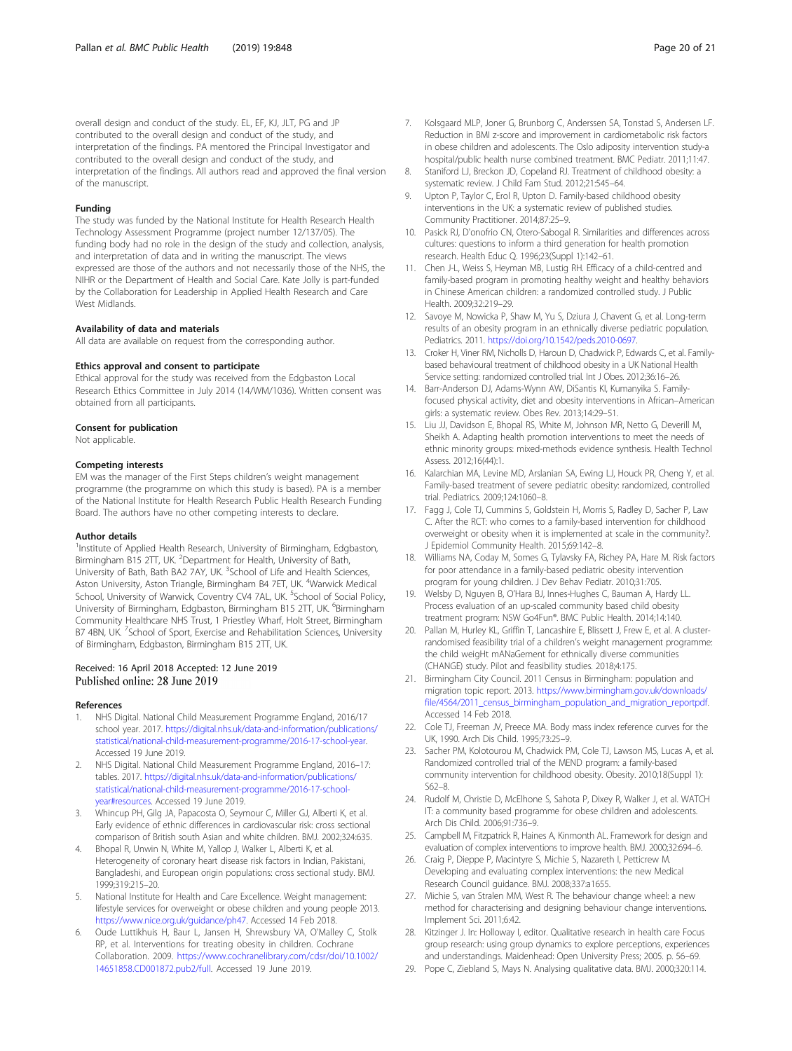overall design and conduct of the study. EL, EF, KJ, JLT, PG and JP contributed to the overall design and conduct of the study, and interpretation of the findings. PA mentored the Principal Investigator and contributed to the overall design and conduct of the study, and interpretation of the findings. All authors read and approved the final version of the manuscript.

### Funding

The study was funded by the National Institute for Health Research Health Technology Assessment Programme (project number 12/137/05). The funding body had no role in the design of the study and collection, analysis, and interpretation of data and in writing the manuscript. The views expressed are those of the authors and not necessarily those of the NHS, the NIHR or the Department of Health and Social Care. Kate Jolly is part-funded by the Collaboration for Leadership in Applied Health Research and Care West Midlands.

### Availability of data and materials

All data are available on request from the corresponding author.

### Ethics approval and consent to participate

Ethical approval for the study was received from the Edgbaston Local Research Ethics Committee in July 2014 (14/WM/1036). Written consent was obtained from all participants.

### Consent for publication

Not applicable.

### Competing interests

EM was the manager of the First Steps children's weight management programme (the programme on which this study is based). PA is a member of the National Institute for Health Research Public Health Research Funding Board. The authors have no other competing interests to declare.

### Author details

[1]Institute of Applied Health Research, University of Birmingham, Edgbaston, Birmingham B15 2TT, UK. [2]Department for Health, University of Bath, University of Bath, Bath BA2 7AY, UK. [3]School of Life and Health Sciences, Aston University, Aston Triangle, Birmingham B4 7ET, UK. [4]Warwick Medical School, University of Warwick, Coventry CV4 7AL, UK. [5]School of Social Policy, University of Birmingham, Edgbaston, Birmingham B15 2TT, UK. [6]Birmingham Community Healthcare NHS Trust, 1 Priestley Wharf, Holt Street, Birmingham B7 4BN, UK. [7]School of Sport, Exercise and Rehabilitation Sciences, University of Birmingham, Edgbaston, Birmingham B15 2TT, UK.

Received: 16 April 2018 Accepted: 12 June 2019
Published online: 28 June 2019

### References

1. NHS Digital. National Child Measurement Programme England, 2016/17 school year. 2017. https://digital.nhs.uk/data-and-information/publications/statistical/national-child-measurement-programme/2016-17-school-year. Accessed 19 June 2019.
2. NHS Digital. National Child Measurement Programme England, 2016–17: tables. 2017. https://digital.nhs.uk/data-and-information/publications/statistical/national-child-measurement-programme/2016-17-school-year#resources. Accessed 19 June 2019.
3. Whincup PH, Gilg JA, Papacosta O, Seymour C, Miller GJ, Alberti K, et al. Early evidence of ethnic differences in cardiovascular risk: cross sectional comparison of British south Asian and white children. BMJ. 2002;324:635.
4. Bhopal R, Unwin N, White M, Yallop J, Walker L, Alberti K, et al. Heterogeneity of coronary heart disease risk factors in Indian, Pakistani, Bangladeshi, and European origin populations: cross sectional study. BMJ. 1999;319:215–20.
5. National Institute for Health and Care Excellence. Weight management: lifestyle services for overweight or obese children and young people 2013. https://www.nice.org.uk/guidance/ph47. Accessed 14 Feb 2018.
6. Oude Luttikhuis H, Baur L, Jansen H, Shrewsbury VA, O'Malley C, Stolk RP, et al. Interventions for treating obesity in children. Cochrane Collaboration. 2009. https://www.cochranelibrary.com/cdsr/doi/10.1002/14651858.CD001872.pub2/full. Accessed 19 June 2019.
7. Kolsgaard MLP, Joner G, Brunborg C, Anderssen SA, Tonstad S, Andersen LF. Reduction in BMI z-score and improvement in cardiometabolic risk factors in obese children and adolescents. The Oslo adiposity intervention study-a hospital/public health nurse combined treatment. BMC Pediatr. 2011;11:47.
8. Staniford LJ, Breckon JD, Copeland RJ. Treatment of childhood obesity: a systematic review. J Child Fam Stud. 2012;21:545–64.
9. Upton P, Taylor C, Erol R, Upton D. Family-based childhood obesity interventions in the UK: a systematic review of published studies. Community Practitioner. 2014;87:25–9.
10. Pasick RJ, D'onofrio CN, Otero-Sabogal R. Similarities and differences across cultures: questions to inform a third generation for health promotion research. Health Educ Q. 1996;23(Suppl 1):142–61.
11. Chen J-L, Weiss S, Heyman MB, Lustig RH. Efficacy of a child-centred and family-based program in promoting healthy weight and healthy behaviors in Chinese American children: a randomized controlled study. J Public Health. 2009;32:219–29.
12. Savoye M, Nowicka P, Shaw M, Yu S, Dziura J, Chavent G, et al. Long-term results of an obesity program in an ethnically diverse pediatric population. Pediatrics. 2011. https://doi.org/10.1542/peds.2010-0697.
13. Croker H, Viner RM, Nicholls D, Haroun D, Chadwick P, Edwards C, et al. Family-based behavioural treatment of childhood obesity in a UK National Health Service setting: randomized controlled trial. Int J Obes. 2012;36:16–26.
14. Barr-Anderson DJ, Adams-Wynn AW, DiSantis KI, Kumanyika S. Family-focused physical activity, diet and obesity interventions in African–American girls: a systematic review. Obes Rev. 2013;14:29–51.
15. Liu JJ, Davidson E, Bhopal RS, White M, Johnson MR, Netto G, Deverill M, Sheikh A. Adapting health promotion interventions to meet the needs of ethnic minority groups: mixed-methods evidence synthesis. Health Technol Assess. 2012;16(44):1.
16. Kalarchian MA, Levine MD, Arslanian SA, Ewing LJ, Houck PR, Cheng Y, et al. Family-based treatment of severe pediatric obesity: randomized, controlled trial. Pediatrics. 2009;124:1060–8.
17. Fagg J, Cole TJ, Cummins S, Goldstein H, Morris S, Radley D, Sacher P, Law C. After the RCT: who comes to a family-based intervention for childhood overweight or obesity when it is implemented at scale in the community?. J Epidemiol Community Health. 2015;69:142–8.
18. Williams NA, Coday M, Somes G, Tylavsky FA, Richey PA, Hare M. Risk factors for poor attendance in a family-based pediatric obesity intervention program for young children. J Dev Behav Pediatr. 2010;31:705.
19. Welsby D, Nguyen B, O'Hara BJ, Innes-Hughes C, Bauman A, Hardy LL. Process evaluation of an up-scaled community based child obesity treatment program: NSW Go4Fun®. BMC Public Health. 2014;14:140.
20. Pallan M, Hurley KL, Griffin T, Lancashire E, Blissett J, Frew E, et al. A cluster-randomised feasibility trial of a children's weight management programme: the child weigHt mANaGement for ethnically diverse communities (CHANGE) study. Pilot and feasibility studies. 2018;4:175.
21. Birmingham City Council. 2011 Census in Birmingham: population and migration topic report. 2013. https://www.birmingham.gov.uk/downloads/file/4564/2011_census_birmingham_population_and_migration_reportpdf. Accessed 14 Feb 2018.
22. Cole TJ, Freeman JV, Preece MA. Body mass index reference curves for the UK, 1990. Arch Dis Child. 1995;73:25–9.
23. Sacher PM, Kolotourou M, Chadwick PM, Cole TJ, Lawson MS, Lucas A, et al. Randomized controlled trial of the MEND program: a family-based community intervention for childhood obesity. Obesity. 2010;18(Suppl 1):S62–8.
24. Rudolf M, Christie D, McElhone S, Sahota P, Dixey R, Walker J, et al. WATCH IT: a community based programme for obese children and adolescents. Arch Dis Child. 2006;91:736–9.
25. Campbell M, Fitzpatrick R, Haines A, Kinmonth AL. Framework for design and evaluation of complex interventions to improve health. BMJ. 2000;32:694–6.
26. Craig P, Dieppe P, Macintyre S, Michie S, Nazareth I, Petticrew M. Developing and evaluating complex interventions: the new Medical Research Council guidance. BMJ. 2008;337:a1655.
27. Michie S, van Stralen MM, West R. The behaviour change wheel: a new method for characterising and designing behaviour change interventions. Implement Sci. 2011;6:42.
28. Kitzinger J. In: Holloway I, editor. Qualitative research in health care Focus group research: using group dynamics to explore perceptions, experiences and understandings. Maidenhead: Open University Press; 2005. p. 56–69.
29. Pope C, Ziebland S, Mays N. Analysing qualitative data. BMJ. 2000;320:114.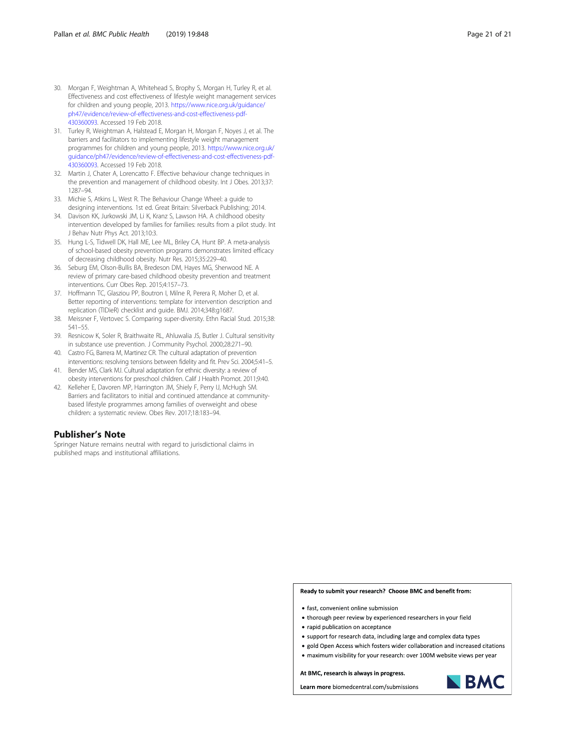30. Morgan F, Weightman A, Whitehead S, Brophy S, Morgan H, Turley R, et al. Effectiveness and cost effectiveness of lifestyle weight management services for children and young people, 2013. https://www.nice.org.uk/guidance/ph47/evidence/review-of-effectiveness-and-cost-effectiveness-pdf-430360093. Accessed 19 Feb 2018.
31. Turley R, Weightman A, Halstead E, Morgan H, Morgan F, Noyes J, et al. The barriers and facilitators to implementing lifestyle weight management programmes for children and young people, 2013. https://www.nice.org.uk/guidance/ph47/evidence/review-of-effectiveness-and-cost-effectiveness-pdf-430360093. Accessed 19 Feb 2018.
32. Martin J, Chater A, Lorencatto F. Effective behaviour change techniques in the prevention and management of childhood obesity. Int J Obes. 2013;37:1287–94.
33. Michie S, Atkins L, West R. The Behaviour Change Wheel: a guide to designing interventions. 1st ed. Great Britain: Silverback Publishing; 2014.
34. Davison KK, Jurkowski JM, Li K, Kranz S, Lawson HA. A childhood obesity intervention developed by families for families: results from a pilot study. Int J Behav Nutr Phys Act. 2013;10:3.
35. Hung L-S, Tidwell DK, Hall ME, Lee ML, Briley CA, Hunt BP. A meta-analysis of school-based obesity prevention programs demonstrates limited efficacy of decreasing childhood obesity. Nutr Res. 2015;35:229–40.
36. Seburg EM, Olson-Bullis BA, Bredeson DM, Hayes MG, Sherwood NE. A review of primary care-based childhood obesity prevention and treatment interventions. Curr Obes Rep. 2015;4:157–73.
37. Hoffmann TC, Glasziou PP, Boutron I, Milne R, Perera R, Moher D, et al. Better reporting of interventions: template for intervention description and replication (TIDieR) checklist and guide. BMJ. 2014;348:g1687.
38. Meissner F, Vertovec S. Comparing super-diversity. Ethn Racial Stud. 2015;38:541–55.
39. Resnicow K, Soler R, Braithwaite RL, Ahluwalia JS, Butler J. Cultural sensitivity in substance use prevention. J Community Psychol. 2000;28:271–90.
40. Castro FG, Barrera M, Martinez CR. The cultural adaptation of prevention interventions: resolving tensions between fidelity and fit. Prev Sci. 2004;5:41–5.
41. Bender MS, Clark MJ. Cultural adaptation for ethnic diversity: a review of obesity interventions for preschool children. Calif J Health Promot. 2011;9:40.
42. Kelleher E, Davoren MP, Harrington JM, Shiely F, Perry IJ, McHugh SM. Barriers and facilitators to initial and continued attendance at community-based lifestyle programmes among families of overweight and obese children: a systematic review. Obes Rev. 2017;18:183–94.

## Publisher's Note

Springer Nature remains neutral with regard to jurisdictional claims in published maps and institutional affiliations.

**Ready to submit your research? Choose BMC and benefit from:**

- fast, convenient online submission
- thorough peer review by experienced researchers in your field
- rapid publication on acceptance
- support for research data, including large and complex data types
- gold Open Access which fosters wider collaboration and increased citations
- maximum visibility for your research: over 100M website views per year

**At BMC, research is always in progress.**

**Learn more** biomedcentral.com/submissions

BMC